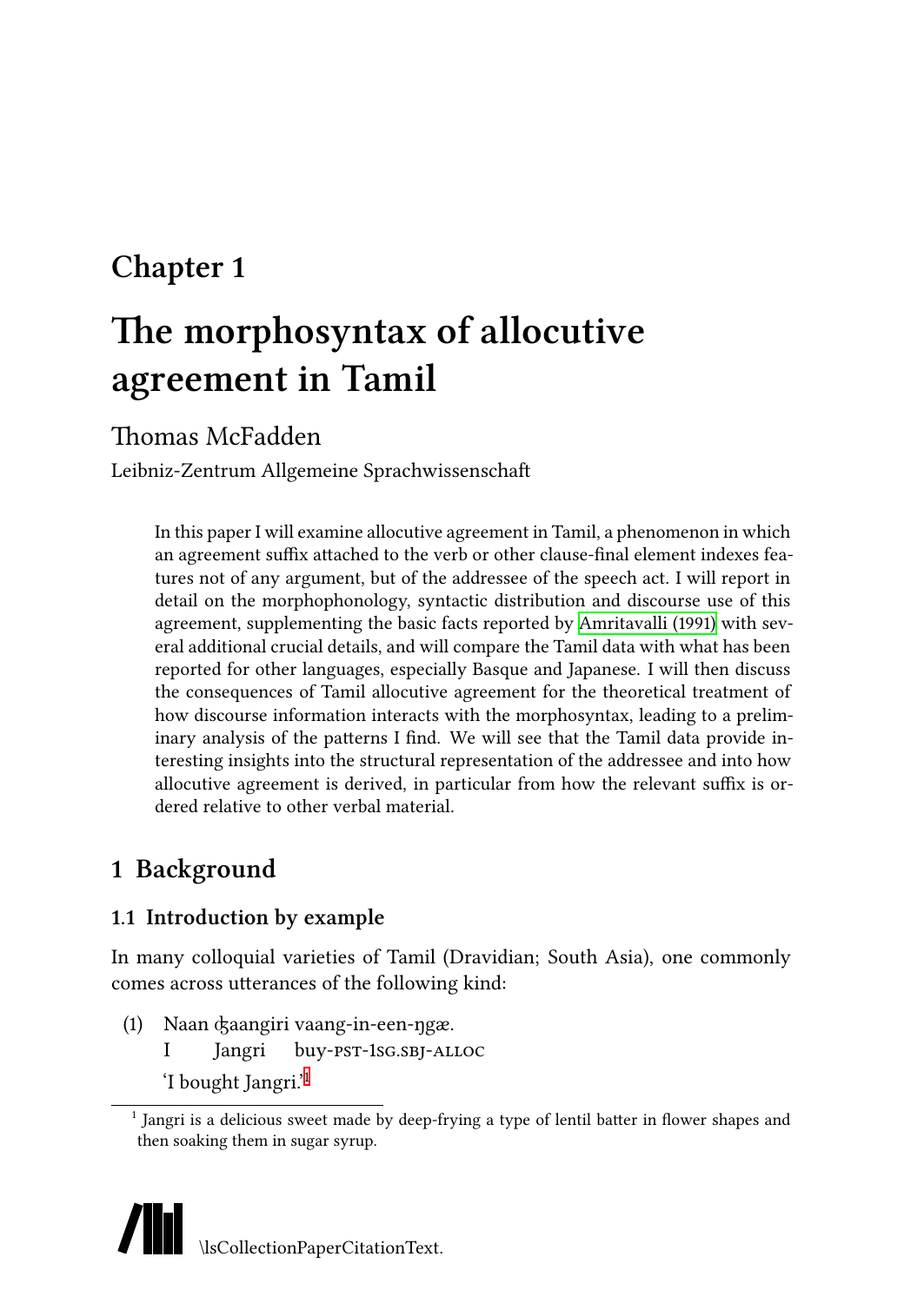# Chapter 1

# The morphosyntax of allocutive agreement in Tamil

Thomas McFadden

Leibniz-Zentrum Allgemeine Sprachwissenschaft

> In this paper I will examine allocutive agreement in Tamil, a phenomenon in which an agreement suffix attached to the verb or other clause-final element indexes features not of any argument, but of the addressee of the speech act. I will report in detail on the morphophonology, syntactic distribution and discourse use of this agreement, supplementing the basic facts reported by Amritavalli (1991) with several additional crucial details, and will compare the Tamil data with what has been reported for other languages, especially Basque and Japanese. I will then discuss the consequences of Tamil allocutive agreement for the theoretical treatment of how discourse information interacts with the morphosyntax, leading to a preliminary analysis of the patterns I find. We will see that the Tamil data provide interesting insights into the structural representation of the addressee and into how allocutive agreement is derived, in particular from how the relevant suffix is ordered relative to other verbal material.

## 1 Background

### 1.1 Introduction by example

In many colloquial varieties of Tamil (Dravidian; South Asia), one commonly comes across utterances of the following kind:

(1) Naan ʤaangiri vaang-in-een-ŋgæ.
I Jangri buy-PST-1SG.SBJ-ALLOC
'I bought Jangri.'[1]

[1] Jangri is a delicious sweet made by deep-frying a type of lentil batter in flower shapes and then soaking them in sugar syrup.

\lsCollectionPaperCitationText.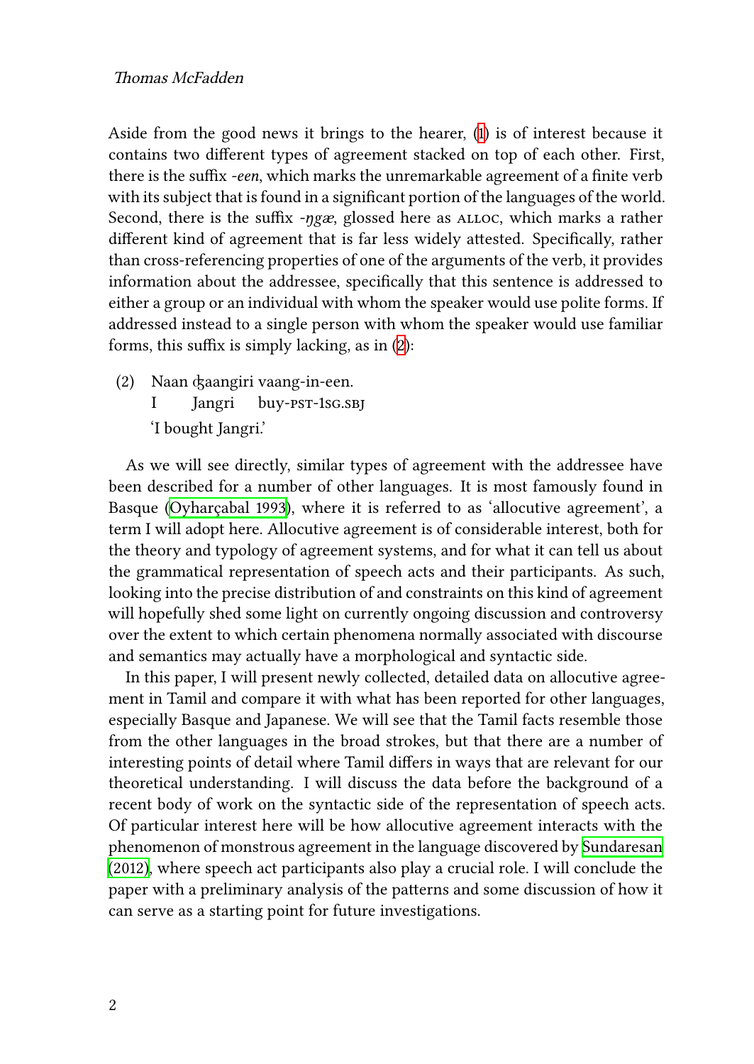Aside from the good news it brings to the hearer, (1) is of interest because it contains two different types of agreement stacked on top of each other. First, there is the suffix *-een*, which marks the unremarkable agreement of a finite verb with its subject that is found in a significant portion of the languages of the world. Second, there is the suffix *-ŋgæ*, glossed here as ALLOC, which marks a rather different kind of agreement that is far less widely attested. Specifically, rather than cross-referencing properties of one of the arguments of the verb, it provides information about the addressee, specifically that this sentence is addressed to either a group or an individual with whom the speaker would use polite forms. If addressed instead to a single person with whom the speaker would use familiar forms, this suffix is simply lacking, as in (2):

(2) Naan ʤaangiri vaang-in-een.
    I Jangri buy-PST-1SG.SBJ
    'I bought Jangri.'

As we will see directly, similar types of agreement with the addressee have been described for a number of other languages. It is most famously found in Basque (Oyharçabal 1993), where it is referred to as 'allocutive agreement', a term I will adopt here. Allocutive agreement is of considerable interest, both for the theory and typology of agreement systems, and for what it can tell us about the grammatical representation of speech acts and their participants. As such, looking into the precise distribution of and constraints on this kind of agreement will hopefully shed some light on currently ongoing discussion and controversy over the extent to which certain phenomena normally associated with discourse and semantics may actually have a morphological and syntactic side.

In this paper, I will present newly collected, detailed data on allocutive agreement in Tamil and compare it with what has been reported for other languages, especially Basque and Japanese. We will see that the Tamil facts resemble those from the other languages in the broad strokes, but that there are a number of interesting points of detail where Tamil differs in ways that are relevant for our theoretical understanding. I will discuss the data before the background of a recent body of work on the syntactic side of the representation of speech acts. Of particular interest here will be how allocutive agreement interacts with the phenomenon of monstrous agreement in the language discovered by Sundaresan (2012), where speech act participants also play a crucial role. I will conclude the paper with a preliminary analysis of the patterns and some discussion of how it can serve as a starting point for future investigations.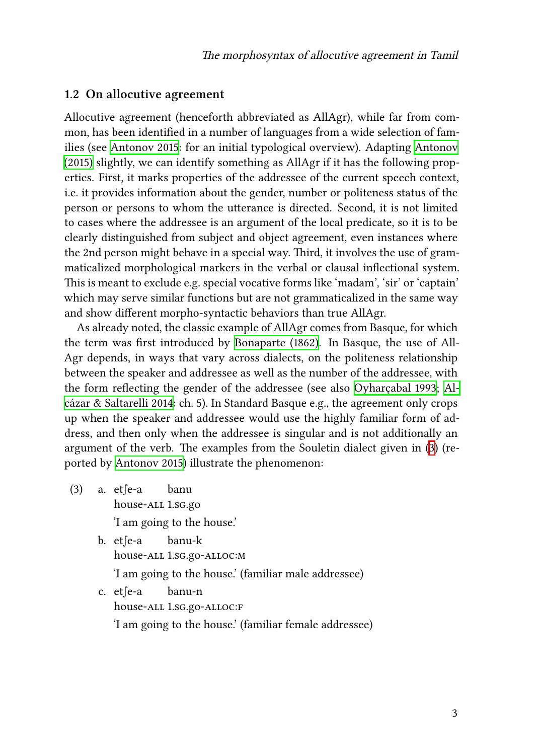### 1.2 On allocutive agreement

Allocutive agreement (henceforth abbreviated as AllAgr), while far from common, has been identified in a number of languages from a wide selection of families (see Antonov 2015: for an initial typological overview). Adapting Antonov (2015) slightly, we can identify something as AllAgr if it has the following properties. First, it marks properties of the addressee of the current speech context, i.e. it provides information about the gender, number or politeness status of the person or persons to whom the utterance is directed. Second, it is not limited to cases where the addressee is an argument of the local predicate, so it is to be clearly distinguished from subject and object agreement, even instances where the 2nd person might behave in a special way. Third, it involves the use of grammaticalized morphological markers in the verbal or clausal inflectional system. This is meant to exclude e.g. special vocative forms like 'madam', 'sir' or 'captain' which may serve similar functions but are not grammaticalized in the same way and show different morpho-syntactic behaviors than true AllAgr.

As already noted, the classic example of AllAgr comes from Basque, for which the term was first introduced by Bonaparte (1862). In Basque, the use of AllAgr depends, in ways that vary across dialects, on the politeness relationship between the speaker and addressee as well as the number of the addressee, with the form reflecting the gender of the addressee (see also Oyharçabal 1993; Alcázar & Saltarelli 2014: ch. 5). In Standard Basque e.g., the agreement only crops up when the speaker and addressee would use the highly familiar form of address, and then only when the addressee is singular and is not additionally an argument of the verb. The examples from the Souletin dialect given in (3) (reported by Antonov 2015) illustrate the phenomenon:

(3) a. etʃe-a banu
house-ALL 1.SG.go
'I am going to the house.'

b. etʃe-a banu-k
house-ALL 1.SG.go-ALLOC:M
'I am going to the house.' (familiar male addressee)

c. etʃe-a banu-n
house-ALL 1.SG.go-ALLOC:F
'I am going to the house.' (familiar female addressee)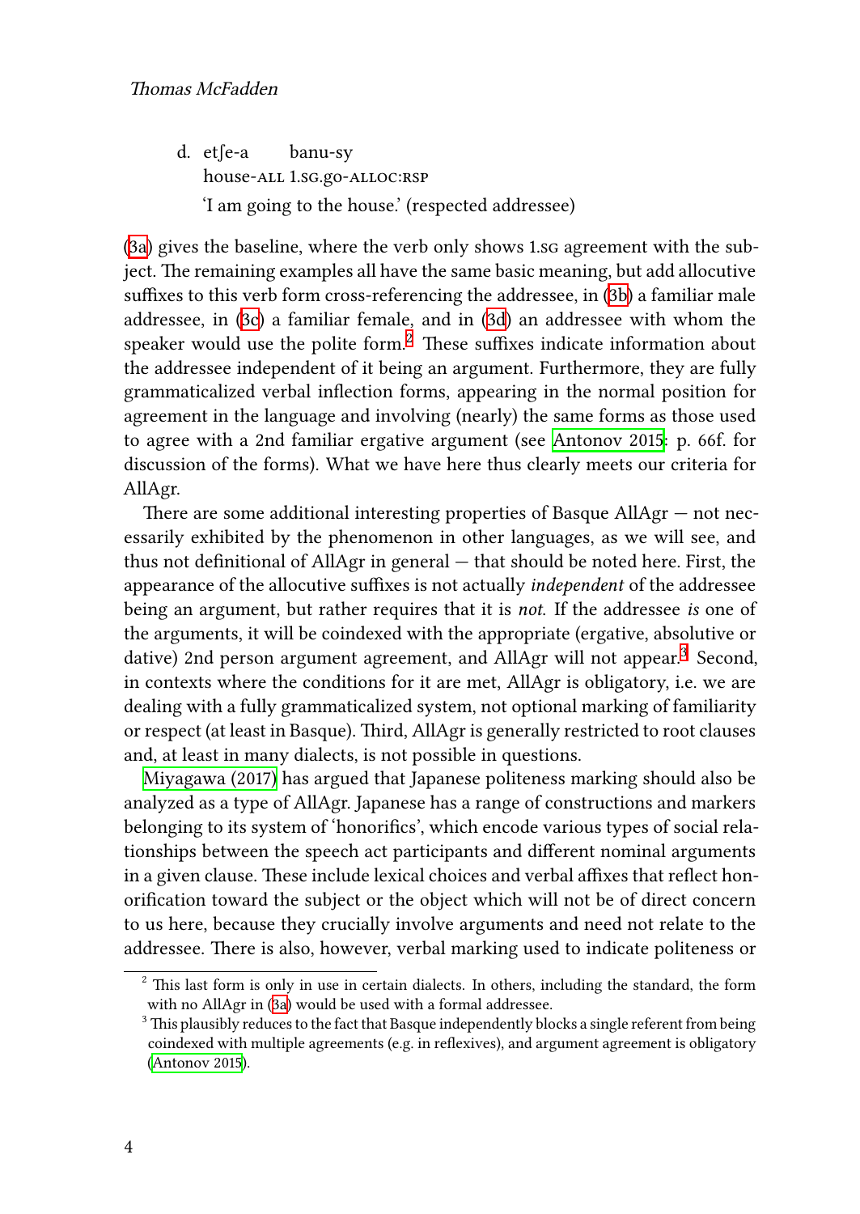d. etʃe-a banu-sy  
house-ALL 1.SG.go-ALLOC:RSP  
'I am going to the house.' (respected addressee)

(3a) gives the baseline, where the verb only shows 1.SG agreement with the subject. The remaining examples all have the same basic meaning, but add allocutive suffixes to this verb form cross-referencing the addressee, in (3b) a familiar male addressee, in (3c) a familiar female, and in (3d) an addressee with whom the speaker would use the polite form.[2] These suffixes indicate information about the addressee independent of it being an argument. Furthermore, they are fully grammaticalized verbal inflection forms, appearing in the normal position for agreement in the language and involving (nearly) the same forms as those used to agree with a 2nd familiar ergative argument (see Antonov 2015: p. 66f. for discussion of the forms). What we have here thus clearly meets our criteria for AllAgr.

There are some additional interesting properties of Basque AllAgr — not necessarily exhibited by the phenomenon in other languages, as we will see, and thus not definitional of AllAgr in general — that should be noted here. First, the appearance of the allocutive suffixes is not actually *independent* of the addressee being an argument, but rather requires that it is *not*. If the addressee *is* one of the arguments, it will be coindexed with the appropriate (ergative, absolutive or dative) 2nd person argument agreement, and AllAgr will not appear.[3] Second, in contexts where the conditions for it are met, AllAgr is obligatory, i.e. we are dealing with a fully grammaticalized system, not optional marking of familiarity or respect (at least in Basque). Third, AllAgr is generally restricted to root clauses and, at least in many dialects, is not possible in questions.

Miyagawa (2017) has argued that Japanese politeness marking should also be analyzed as a type of AllAgr. Japanese has a range of constructions and markers belonging to its system of 'honorifics', which encode various types of social relationships between the speech act participants and different nominal arguments in a given clause. These include lexical choices and verbal affixes that reflect honorification toward the subject or the object which will not be of direct concern to us here, because they crucially involve arguments and need not relate to the addressee. There is also, however, verbal marking used to indicate politeness or

---

[2] This last form is only in use in certain dialects. In others, including the standard, the form with no AllAgr in (3a) would be used with a formal addressee.

[3] This plausibly reduces to the fact that Basque independently blocks a single referent from being coindexed with multiple agreements (e.g. in reflexives), and argument agreement is obligatory (Antonov 2015).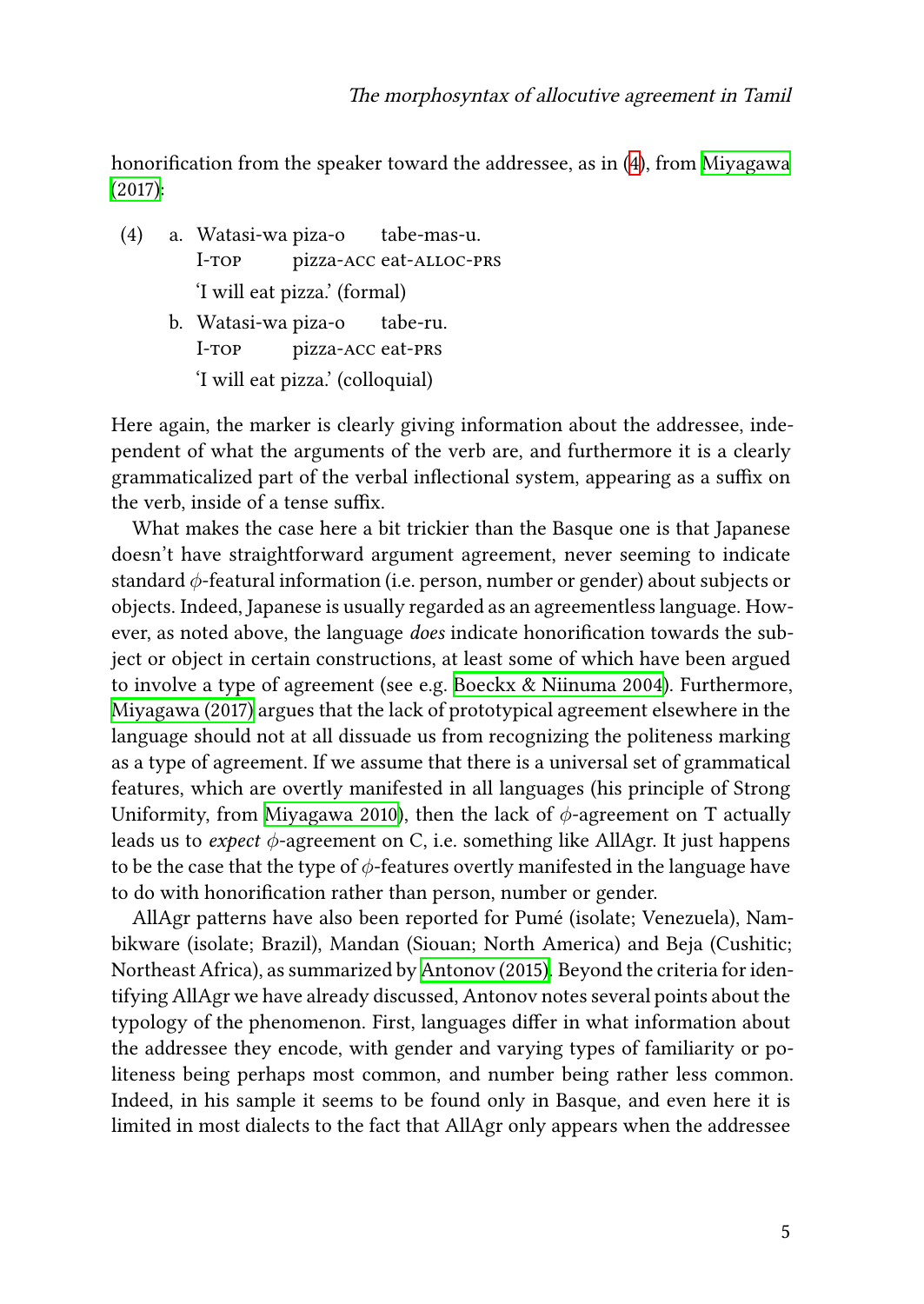honorification from the speaker toward the addressee, as in (4), from Miyagawa (2017):

(4) a. Watasi-wa piza-o tabe-mas-u.
   I-TOP pizza-ACC eat-ALLOC-PRS
   'I will eat pizza.' (formal)

   b. Watasi-wa piza-o tabe-ru.
   I-TOP pizza-ACC eat-PRS
   'I will eat pizza.' (colloquial)

Here again, the marker is clearly giving information about the addressee, independent of what the arguments of the verb are, and furthermore it is a clearly grammaticalized part of the verbal inflectional system, appearing as a suffix on the verb, inside of a tense suffix.

What makes the case here a bit trickier than the Basque one is that Japanese doesn't have straightforward argument agreement, never seeming to indicate standard $\phi$-featural information (i.e. person, number or gender) about subjects or objects. Indeed, Japanese is usually regarded as an agreementless language. However, as noted above, the language *does* indicate honorification towards the subject or object in certain constructions, at least some of which have been argued to involve a type of agreement (see e.g. Boeckx & Niinuma 2004). Furthermore, Miyagawa (2017) argues that the lack of prototypical agreement elsewhere in the language should not at all dissuade us from recognizing the politeness marking as a type of agreement. If we assume that there is a universal set of grammatical features, which are overtly manifested in all languages (his principle of Strong Uniformity, from Miyagawa 2010), then the lack of $\phi$-agreement on T actually leads us to *expect* $\phi$-agreement on C, i.e. something like AllAgr. It just happens to be the case that the type of $\phi$-features overtly manifested in the language have to do with honorification rather than person, number or gender.

AllAgr patterns have also been reported for Pumé (isolate; Venezuela), Nambikware (isolate; Brazil), Mandan (Siouan; North America) and Beja (Cushitic; Northeast Africa), as summarized by Antonov (2015). Beyond the criteria for identifying AllAgr we have already discussed, Antonov notes several points about the typology of the phenomenon. First, languages differ in what information about the addressee they encode, with gender and varying types of familiarity or politeness being perhaps most common, and number being rather less common. Indeed, in his sample it seems to be found only in Basque, and even here it is limited in most dialects to the fact that AllAgr only appears when the addressee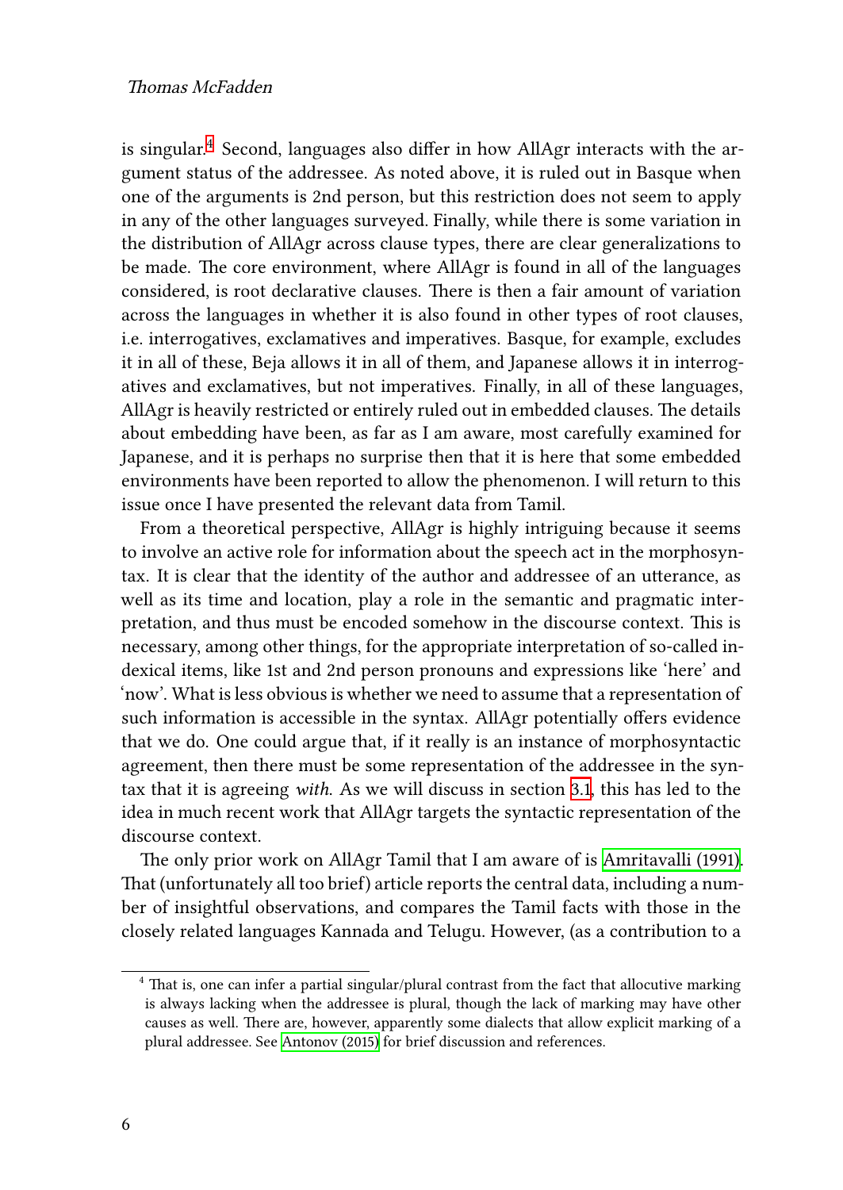is singular.[4] Second, languages also differ in how AllAgr interacts with the argument status of the addressee. As noted above, it is ruled out in Basque when one of the arguments is 2nd person, but this restriction does not seem to apply in any of the other languages surveyed. Finally, while there is some variation in the distribution of AllAgr across clause types, there are clear generalizations to be made. The core environment, where AllAgr is found in all of the languages considered, is root declarative clauses. There is then a fair amount of variation across the languages in whether it is also found in other types of root clauses, i.e. interrogatives, exclamatives and imperatives. Basque, for example, excludes it in all of these, Beja allows it in all of them, and Japanese allows it in interrogatives and exclamatives, but not imperatives. Finally, in all of these languages, AllAgr is heavily restricted or entirely ruled out in embedded clauses. The details about embedding have been, as far as I am aware, most carefully examined for Japanese, and it is perhaps no surprise then that it is here that some embedded environments have been reported to allow the phenomenon. I will return to this issue once I have presented the relevant data from Tamil.

From a theoretical perspective, AllAgr is highly intriguing because it seems to involve an active role for information about the speech act in the morphosyntax. It is clear that the identity of the author and addressee of an utterance, as well as its time and location, play a role in the semantic and pragmatic interpretation, and thus must be encoded somehow in the discourse context. This is necessary, among other things, for the appropriate interpretation of so-called indexical items, like 1st and 2nd person pronouns and expressions like 'here' and 'now'. What is less obvious is whether we need to assume that a representation of such information is accessible in the syntax. AllAgr potentially offers evidence that we do. One could argue that, if it really is an instance of morphosyntactic agreement, then there must be some representation of the addressee in the syntax that it is agreeing *with*. As we will discuss in section 3.1, this has led to the idea in much recent work that AllAgr targets the syntactic representation of the discourse context.

The only prior work on AllAgr Tamil that I am aware of is Amritavalli (1991). That (unfortunately all too brief) article reports the central data, including a number of insightful observations, and compares the Tamil facts with those in the closely related languages Kannada and Telugu. However, (as a contribution to a

---

[4] That is, one can infer a partial singular/plural contrast from the fact that allocutive marking is always lacking when the addressee is plural, though the lack of marking may have other causes as well. There are, however, apparently some dialects that allow explicit marking of a plural addressee. See Antonov (2015) for brief discussion and references.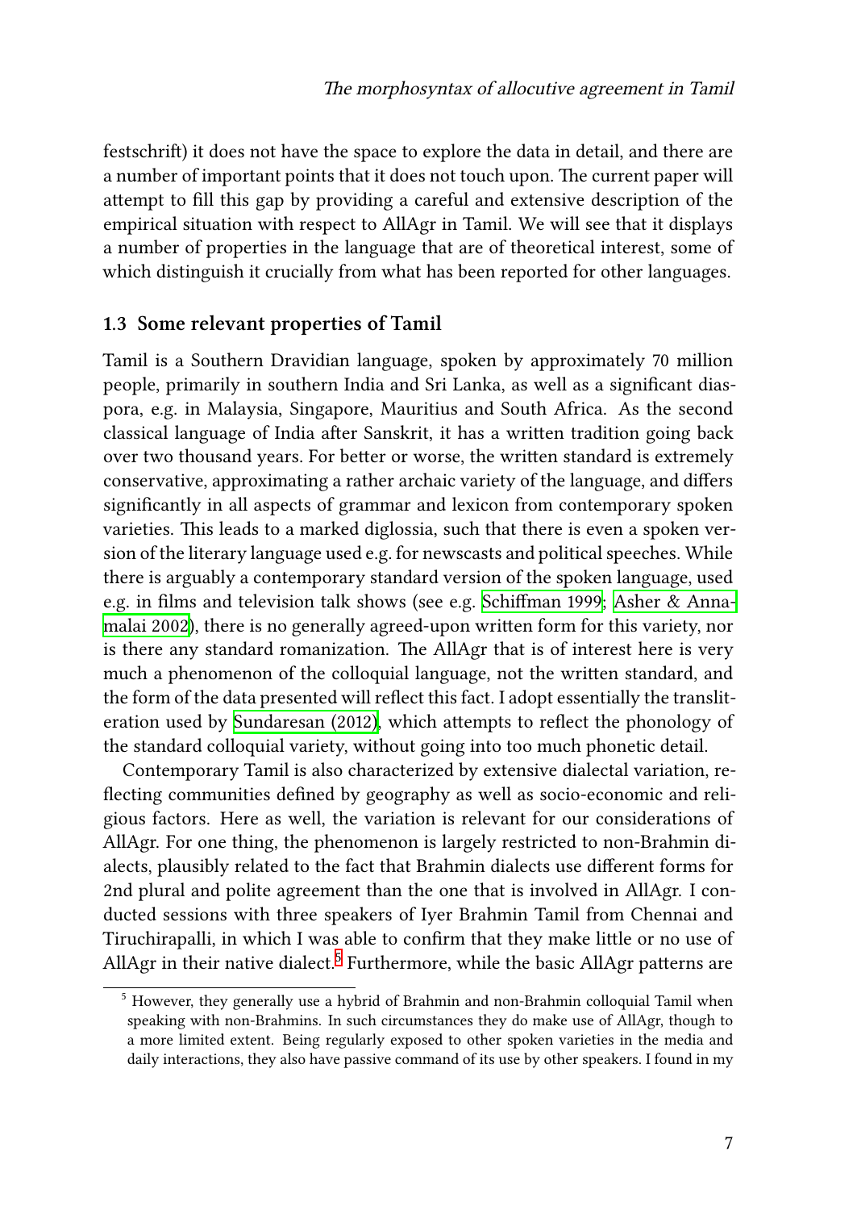festschrift) it does not have the space to explore the data in detail, and there are a number of important points that it does not touch upon. The current paper will attempt to fill this gap by providing a careful and extensive description of the empirical situation with respect to AllAgr in Tamil. We will see that it displays a number of properties in the language that are of theoretical interest, some of which distinguish it crucially from what has been reported for other languages.

### 1.3 Some relevant properties of Tamil

Tamil is a Southern Dravidian language, spoken by approximately 70 million people, primarily in southern India and Sri Lanka, as well as a significant diaspora, e.g. in Malaysia, Singapore, Mauritius and South Africa. As the second classical language of India after Sanskrit, it has a written tradition going back over two thousand years. For better or worse, the written standard is extremely conservative, approximating a rather archaic variety of the language, and differs significantly in all aspects of grammar and lexicon from contemporary spoken varieties. This leads to a marked diglossia, such that there is even a spoken version of the literary language used e.g. for newscasts and political speeches. While there is arguably a contemporary standard version of the spoken language, used e.g. in films and television talk shows (see e.g. Schiffman 1999; Asher & Annamalai 2002), there is no generally agreed-upon written form for this variety, nor is there any standard romanization. The AllAgr that is of interest here is very much a phenomenon of the colloquial language, not the written standard, and the form of the data presented will reflect this fact. I adopt essentially the transliteration used by Sundaresan (2012), which attempts to reflect the phonology of the standard colloquial variety, without going into too much phonetic detail.

Contemporary Tamil is also characterized by extensive dialectal variation, reflecting communities defined by geography as well as socio-economic and religious factors. Here as well, the variation is relevant for our considerations of AllAgr. For one thing, the phenomenon is largely restricted to non-Brahmin dialects, plausibly related to the fact that Brahmin dialects use different forms for 2nd plural and polite agreement than the one that is involved in AllAgr. I conducted sessions with three speakers of Iyer Brahmin Tamil from Chennai and Tiruchirapalli, in which I was able to confirm that they make little or no use of AllAgr in their native dialect.[5] Furthermore, while the basic AllAgr patterns are

[5] However, they generally use a hybrid of Brahmin and non-Brahmin colloquial Tamil when speaking with non-Brahmins. In such circumstances they do make use of AllAgr, though to a more limited extent. Being regularly exposed to other spoken varieties in the media and daily interactions, they also have passive command of its use by other speakers. I found in my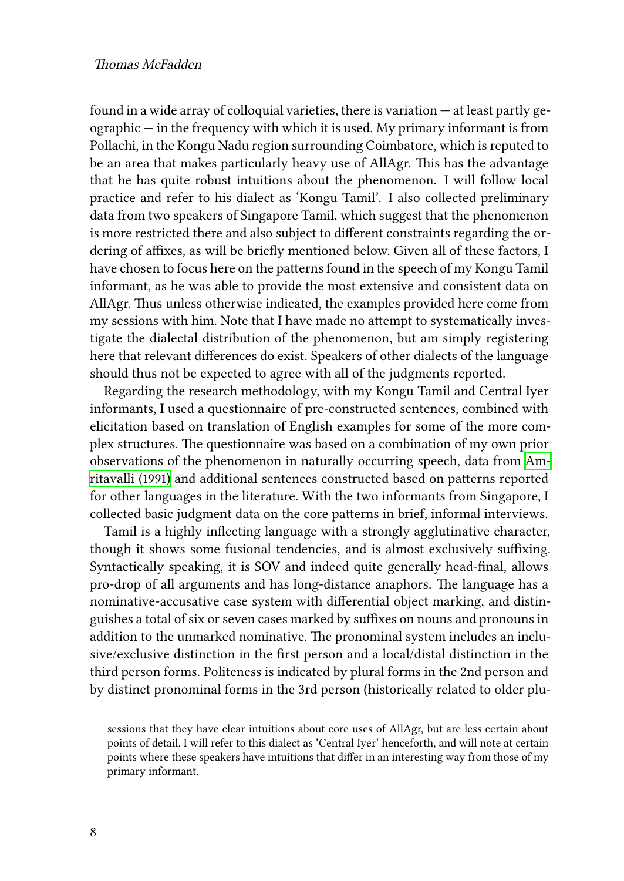found in a wide array of colloquial varieties, there is variation — at least partly geographic — in the frequency with which it is used. My primary informant is from Pollachi, in the Kongu Nadu region surrounding Coimbatore, which is reputed to be an area that makes particularly heavy use of AllAgr. This has the advantage that he has quite robust intuitions about the phenomenon. I will follow local practice and refer to his dialect as 'Kongu Tamil'. I also collected preliminary data from two speakers of Singapore Tamil, which suggest that the phenomenon is more restricted there and also subject to different constraints regarding the ordering of affixes, as will be briefly mentioned below. Given all of these factors, I have chosen to focus here on the patterns found in the speech of my Kongu Tamil informant, as he was able to provide the most extensive and consistent data on AllAgr. Thus unless otherwise indicated, the examples provided here come from my sessions with him. Note that I have made no attempt to systematically investigate the dialectal distribution of the phenomenon, but am simply registering here that relevant differences do exist. Speakers of other dialects of the language should thus not be expected to agree with all of the judgments reported.

Regarding the research methodology, with my Kongu Tamil and Central Iyer informants, I used a questionnaire of pre-constructed sentences, combined with elicitation based on translation of English examples for some of the more complex structures. The questionnaire was based on a combination of my own prior observations of the phenomenon in naturally occurring speech, data from Amritavalli (1991) and additional sentences constructed based on patterns reported for other languages in the literature. With the two informants from Singapore, I collected basic judgment data on the core patterns in brief, informal interviews.

Tamil is a highly inflecting language with a strongly agglutinative character, though it shows some fusional tendencies, and is almost exclusively suffixing. Syntactically speaking, it is SOV and indeed quite generally head-final, allows pro-drop of all arguments and has long-distance anaphors. The language has a nominative-accusative case system with differential object marking, and distinguishes a total of six or seven cases marked by suffixes on nouns and pronouns in addition to the unmarked nominative. The pronominal system includes an inclusive/exclusive distinction in the first person and a local/distal distinction in the third person forms. Politeness is indicated by plural forms in the 2nd person and by distinct pronominal forms in the 3rd person (historically related to older plu-

sessions that they have clear intuitions about core uses of AllAgr, but are less certain about points of detail. I will refer to this dialect as 'Central Iyer' henceforth, and will note at certain points where these speakers have intuitions that differ in an interesting way from those of my primary informant.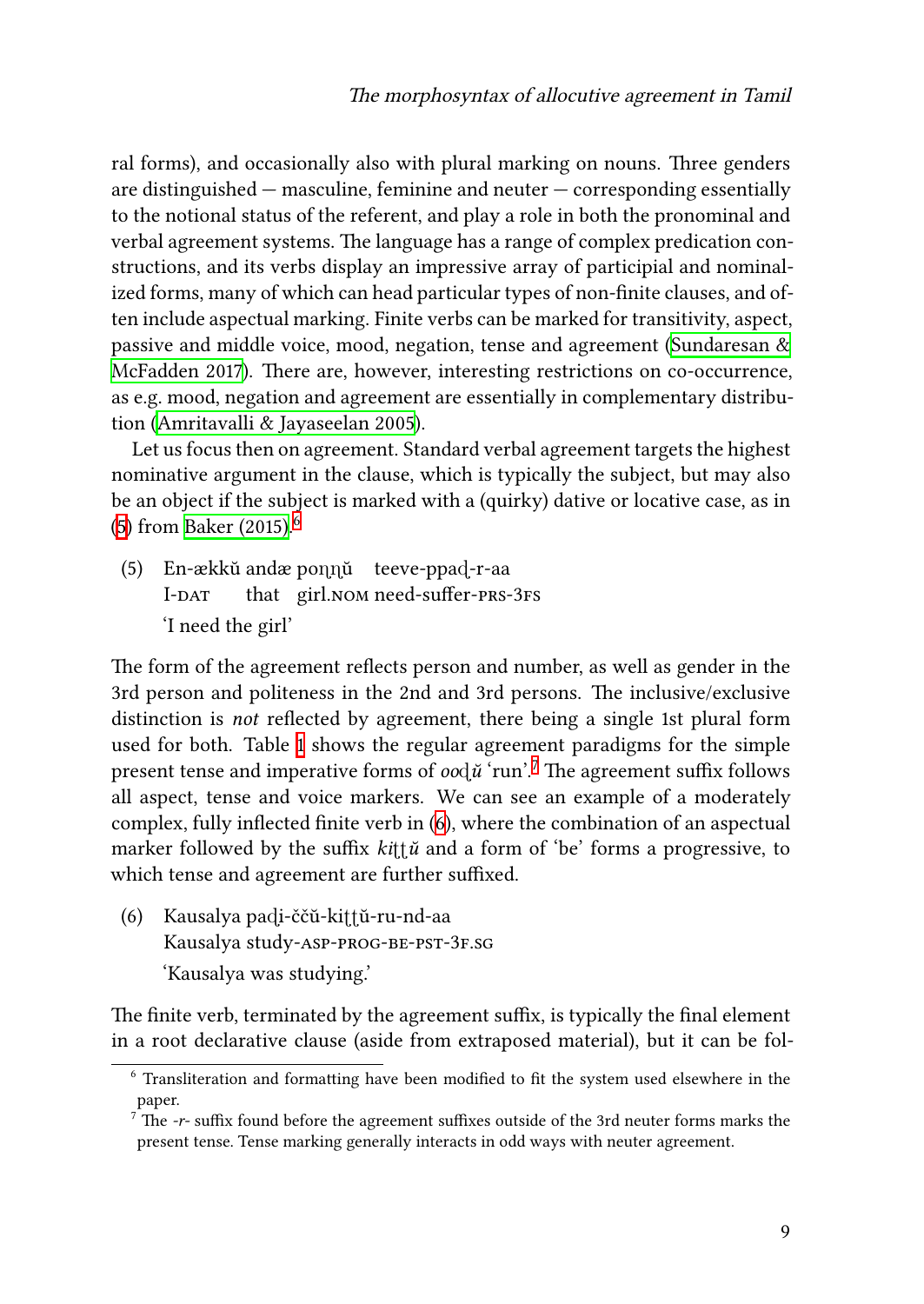ral forms), and occasionally also with plural marking on nouns. Three genders are distinguished — masculine, feminine and neuter — corresponding essentially to the notional status of the referent, and play a role in both the pronominal and verbal agreement systems. The language has a range of complex predication constructions, and its verbs display an impressive array of participial and nominalized forms, many of which can head particular types of non-finite clauses, and often include aspectual marking. Finite verbs can be marked for transitivity, aspect, passive and middle voice, mood, negation, tense and agreement (Sundaresan & McFadden 2017). There are, however, interesting restrictions on co-occurrence, as e.g. mood, negation and agreement are essentially in complementary distribution (Amritavalli & Jayaseelan 2005).

Let us focus then on agreement. Standard verbal agreement targets the highest nominative argument in the clause, which is typically the subject, but may also be an object if the subject is marked with a (quirky) dative or locative case, as in (5) from Baker (2015).[6]

(5) En-ækkŭ andæ poṇṇŭ teeve-ppaḍ-r-aa
I-DAT that girl.NOM need-suffer-PRS-3FS
'I need the girl'

The form of the agreement reflects person and number, as well as gender in the 3rd person and politeness in the 2nd and 3rd persons. The inclusive/exclusive distinction is *not* reflected by agreement, there being a single 1st plural form used for both. Table 1 shows the regular agreement paradigms for the simple present tense and imperative forms of *ooḍŭ* 'run'.[7] The agreement suffix follows all aspect, tense and voice markers. We can see an example of a moderately complex, fully inflected finite verb in (6), where the combination of an aspectual marker followed by the suffix *kiṭṭŭ* and a form of 'be' forms a progressive, to which tense and agreement are further suffixed.

(6) Kausalya paḍi-ččŭ-kiṭṭŭ-ru-nd-aa
Kausalya study-ASP-PROG-BE-PST-3F.SG
'Kausalya was studying.'

The finite verb, terminated by the agreement suffix, is typically the final element in a root declarative clause (aside from extraposed material), but it can be fol-

[6] Transliteration and formatting have been modified to fit the system used elsewhere in the paper.

[7] The *-r-* suffix found before the agreement suffixes outside of the 3rd neuter forms marks the present tense. Tense marking generally interacts in odd ways with neuter agreement.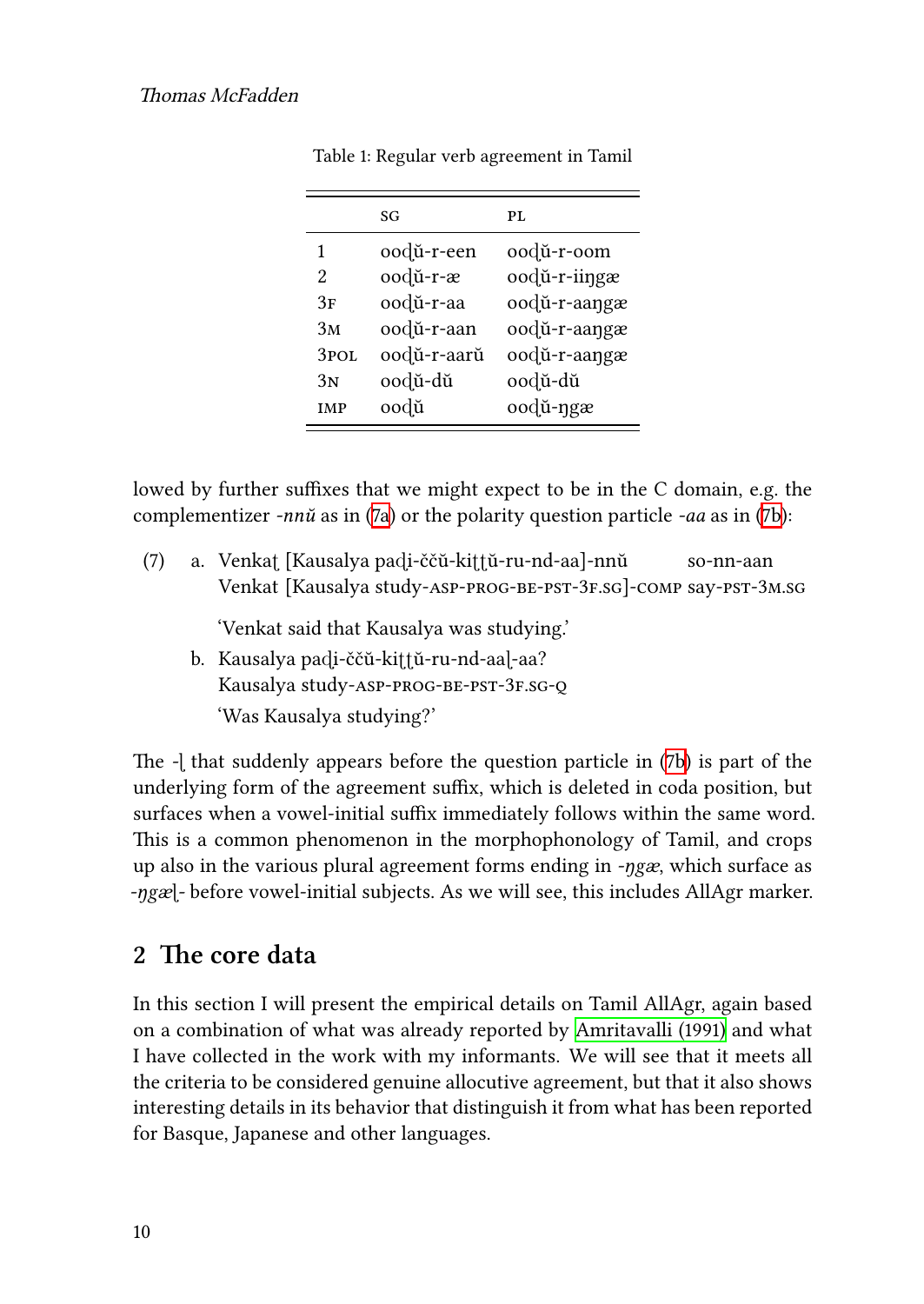Table 1: Regular verb agreement in Tamil

| | SG | PL |
|---|---|---|
| 1 | ooḍŭ-r-een | ooḍŭ-r-oom |
| 2 | ooḍŭ-r-æ | ooḍŭ-r-iiŋgæ |
| 3F | ooḍŭ-r-aa | ooḍŭ-r-aaŋgæ |
| 3M | ooḍŭ-r-aan | ooḍŭ-r-aaŋgæ |
| 3POL | ooḍŭ-r-aarŭ | ooḍŭ-r-aaŋgæ |
| 3N | ooḍŭ-dŭ | ooḍŭ-dŭ |
| IMP | ooḍŭ | ooḍŭ-ŋgæ |

lowed by further suffixes that we might expect to be in the C domain, e.g. the complementizer *-nnŭ* as in (7a) or the polarity question particle *-aa* as in (7b):

(7) a. Venkaṭ [Kausalya paḍi-ččŭ-kiṭṭŭ-ru-nd-aa]-nnŭ so-nn-aan
Venkat [Kausalya study-ASP-PROG-BE-PST-3F.SG]-COMP say-PST-3M.SG
'Venkat said that Kausalya was studying.'

b. Kausalya paḍi-ččŭ-kiṭṭŭ-ru-nd-aaḷ-aa?
Kausalya study-ASP-PROG-BE-PST-3F.SG-Q
'Was Kausalya studying?'

The -ḷ that suddenly appears before the question particle in (7b) is part of the underlying form of the agreement suffix, which is deleted in coda position, but surfaces when a vowel-initial suffix immediately follows within the same word. This is a common phenomenon in the morphophonology of Tamil, and crops up also in the various plural agreement forms ending in *-ŋgæ*, which surface as *-ŋgæḷ-* before vowel-initial subjects. As we will see, this includes AllAgr marker.

## 2 The core data

In this section I will present the empirical details on Tamil AllAgr, again based on a combination of what was already reported by Amritavalli (1991) and what I have collected in the work with my informants. We will see that it meets all the criteria to be considered genuine allocutive agreement, but that it also shows interesting details in its behavior that distinguish it from what has been reported for Basque, Japanese and other languages.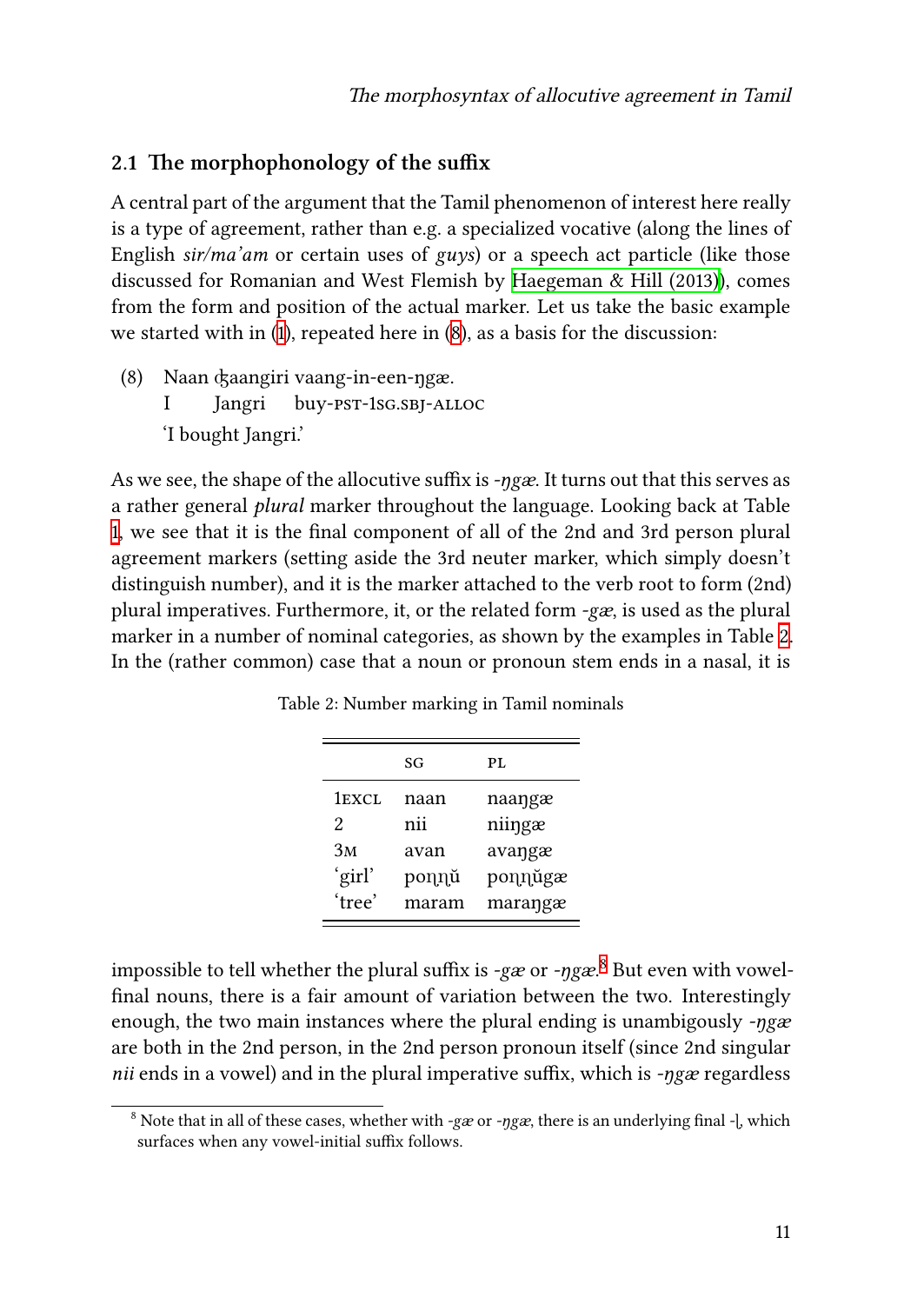## 2.1 The morphophonology of the suffix

A central part of the argument that the Tamil phenomenon of interest here really is a type of agreement, rather than e.g. a specialized vocative (along the lines of English *sir/ma'am* or certain uses of *guys*) or a speech act particle (like those discussed for Romanian and West Flemish by Haegeman & Hill (2013)), comes from the form and position of the actual marker. Let us take the basic example we started with in (1), repeated here in (8), as a basis for the discussion:

(8) Naan ʤaangiri vaang-in-een-ŋgæ.
 I Jangri buy-PST-1SG.SBJ-ALLOC
 'I bought Jangri.'

As we see, the shape of the allocutive suffix is *-ŋgæ*. It turns out that this serves as a rather general *plural* marker throughout the language. Looking back at Table 1, we see that it is the final component of all of the 2nd and 3rd person plural agreement markers (setting aside the 3rd neuter marker, which simply doesn't distinguish number), and it is the marker attached to the verb root to form (2nd) plural imperatives. Furthermore, it, or the related form *-gæ*, is used as the plural marker in a number of nominal categories, as shown by the examples in Table 2. In the (rather common) case that a noun or pronoun stem ends in a nasal, it is

Table 2: Number marking in Tamil nominals

| | SG | PL |
|---|---|---|
| 1EXCL | naan | naaŋgæ |
| 2 | nii | niiŋgæ |
| 3M | avan | avaŋgæ |
| 'girl' | poɳɳŭ | poɳɳŭgæ |
| 'tree' | maram | maraŋgæ |

impossible to tell whether the plural suffix is *-gæ* or *-ŋgæ*.[8] But even with vowel-final nouns, there is a fair amount of variation between the two. Interestingly enough, the two main instances where the plural ending is unambiguously *-ŋgæ* are both in the 2nd person, in the 2nd person pronoun itself (since 2nd singular *nii* ends in a vowel) and in the plural imperative suffix, which is *-ŋgæ* regardless

[8] Note that in all of these cases, whether with *-gæ* or *-ŋgæ*, there is an underlying final -ɭ, which surfaces when any vowel-initial suffix follows.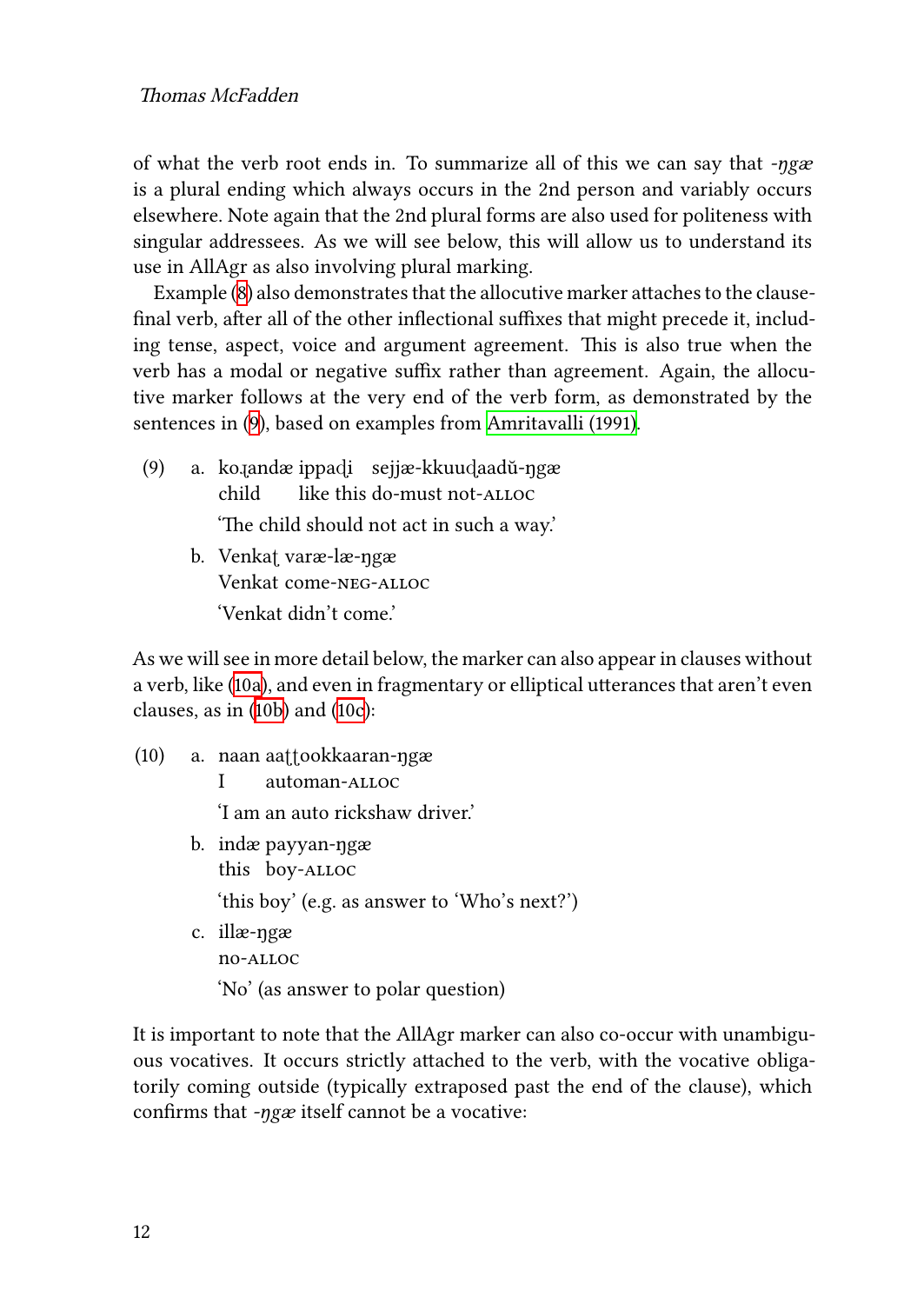of what the verb root ends in. To summarize all of this we can say that *-ŋgæ* is a plural ending which always occurs in the 2nd person and variably occurs elsewhere. Note again that the 2nd plural forms are also used for politeness with singular addressees. As we will see below, this will allow us to understand its use in AllAgr as also involving plural marking.

Example (8) also demonstrates that the allocutive marker attaches to the clause-final verb, after all of the other inflectional suffixes that might precede it, including tense, aspect, voice and argument agreement. This is also true when the verb has a modal or negative suffix rather than agreement. Again, the allocutive marker follows at the very end of the verb form, as demonstrated by the sentences in (9), based on examples from Amritavalli (1991).

(9) a. koɻandæ ippaɖi sejjæ-kkuuɖaadŭ-ŋgæ
child like this do-must not-ALLOC
'The child should not act in such a way.'

b. Venkaʈ varæ-læ-ŋgæ
Venkat come-NEG-ALLOC
'Venkat didn't come.'

As we will see in more detail below, the marker can also appear in clauses without a verb, like (10a), and even in fragmentary or elliptical utterances that aren't even clauses, as in (10b) and (10c):

(10) a. naan aaʈʈookkaaran-ŋgæ
I automan-ALLOC
'I am an auto rickshaw driver.'

b. indæ payyan-ŋgæ
this boy-ALLOC
'this boy' (e.g. as answer to 'Who's next?')

c. illæ-ŋgæ
no-ALLOC
'No' (as answer to polar question)

It is important to note that the AllAgr marker can also co-occur with unambiguous vocatives. It occurs strictly attached to the verb, with the vocative obligatorily coming outside (typically extraposed past the end of the clause), which confirms that *-ŋgæ* itself cannot be a vocative: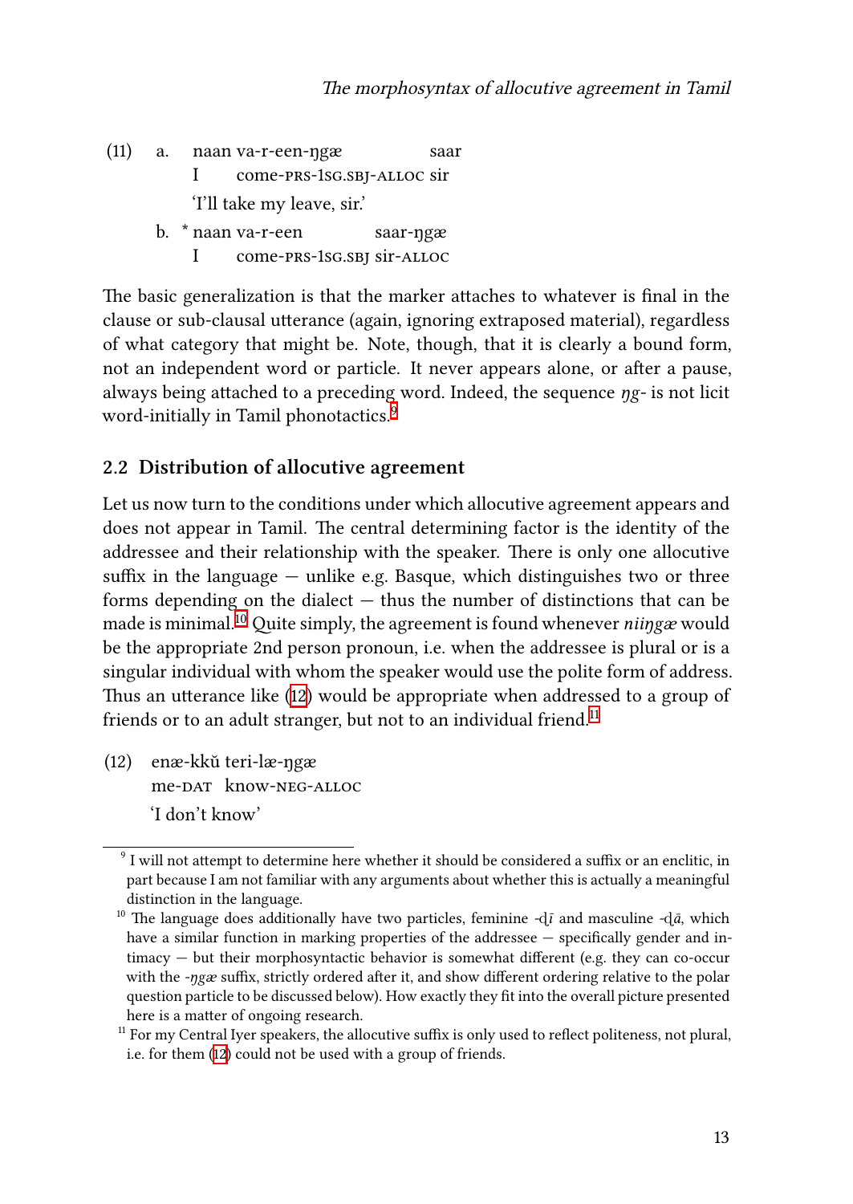(11) a. naan va-r-een-ŋgæ saar
   I come-PRS-1SG.SBJ-ALLOC sir
   'I'll take my leave, sir.'

 b. * naan va-r-een saar-ŋgæ
   I come-PRS-1SG.SBJ sir-ALLOC

The basic generalization is that the marker attaches to whatever is final in the clause or sub-clausal utterance (again, ignoring extraposed material), regardless of what category that might be. Note, though, that it is clearly a bound form, not an independent word or particle. It never appears alone, or after a pause, always being attached to a preceding word. Indeed, the sequence *ŋg-* is not licit word-initially in Tamil phonotactics.[9]

## 2.2 Distribution of allocutive agreement

Let us now turn to the conditions under which allocutive agreement appears and does not appear in Tamil. The central determining factor is the identity of the addressee and their relationship with the speaker. There is only one allocutive suffix in the language — unlike e.g. Basque, which distinguishes two or three forms depending on the dialect — thus the number of distinctions that can be made is minimal.[10] Quite simply, the agreement is found whenever *niiŋgæ* would be the appropriate 2nd person pronoun, i.e. when the addressee is plural or is a singular individual with whom the speaker would use the polite form of address. Thus an utterance like (12) would be appropriate when addressed to a group of friends or to an adult stranger, but not to an individual friend.[11]

(12) enæ-kkŭ teri-læ-ŋgæ
   me-DAT know-NEG-ALLOC
   'I don't know'

[9] I will not attempt to determine here whether it should be considered a suffix or an enclitic, in part because I am not familiar with any arguments about whether this is actually a meaningful distinction in the language.

[10] The language does additionally have two particles, feminine -ḍī and masculine -ḍā, which have a similar function in marking properties of the addressee — specifically gender and intimacy — but their morphosyntactic behavior is somewhat different (e.g. they can co-occur with the -*ŋgæ* suffix, strictly ordered after it, and show different ordering relative to the polar question particle to be discussed below). How exactly they fit into the overall picture presented here is a matter of ongoing research.

[11] For my Central Iyer speakers, the allocutive suffix is only used to reflect politeness, not plural, i.e. for them (12) could not be used with a group of friends.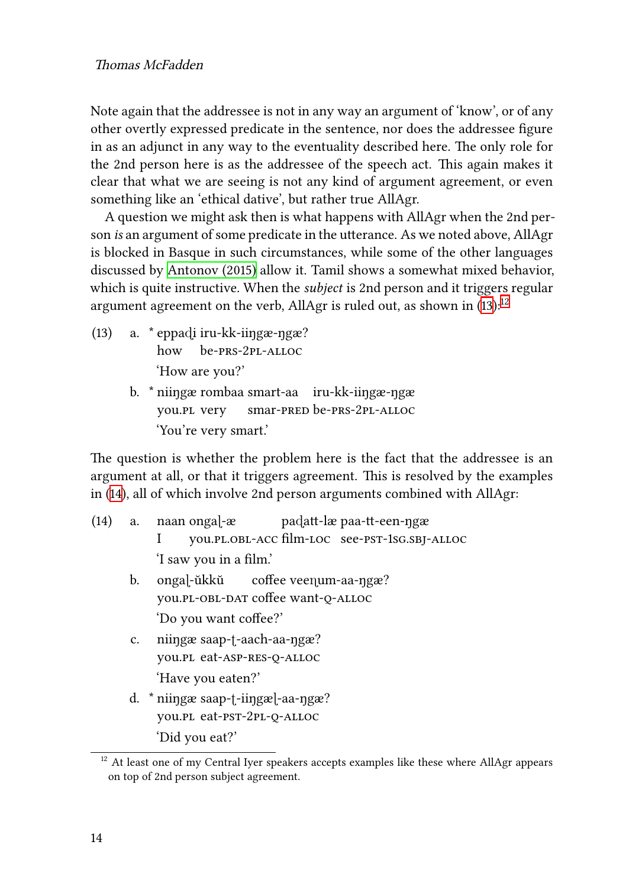Note again that the addressee is not in any way an argument of ‘know’, or of any other overtly expressed predicate in the sentence, nor does the addressee figure in as an adjunct in any way to the eventuality described here. The only role for the 2nd person here is as the addressee of the speech act. This again makes it clear that what we are seeing is not any kind of argument agreement, or even something like an ‘ethical dative’, but rather true AllAgr.

A question we might ask then is what happens with AllAgr when the 2nd person *is* an argument of some predicate in the utterance. As we noted above, AllAgr is blocked in Basque in such circumstances, while some of the other languages discussed by Antonov (2015) allow it. Tamil shows a somewhat mixed behavior, which is quite instructive. When the *subject* is 2nd person and it triggers regular argument agreement on the verb, AllAgr is ruled out, as shown in (13):[12]

(13) a. * eppaḍi iru-kk-iiŋgæ-ŋgæ?
  how be-PRS-2PL-ALLOC
  ‘How are you?’

 b. * niiŋgæ rombaa smart-aa iru-kk-iiŋgæ-ŋgæ
  you.PL very smar-PRED be-PRS-2PL-ALLOC
  ‘You’re very smart.’

The question is whether the problem here is the fact that the addressee is an argument at all, or that it triggers agreement. This is resolved by the examples in (14), all of which involve 2nd person arguments combined with AllAgr:

(14) a. naan ongaḷ-æ paḍatt-læ paa-tt-een-ŋgæ
  I you.PL.OBL-ACC film-LOC see-PST-1SG.SBJ-ALLOC
  ‘I saw you in a film.’

 b. ongaḷ-ŭkkŭ coffee veeṇum-aa-ŋgæ?
  you.PL-OBL-DAT coffee want-Q-ALLOC
  ‘Do you want coffee?’

 c. niiŋgæ saap-ṭ-aach-aa-ŋgæ?
  you.PL eat-ASP-RES-Q-ALLOC
  ‘Have you eaten?’

 d. * niiŋgæ saap-ṭ-iiŋgæḷ-aa-ŋgæ?
  you.PL eat-PST-2PL-Q-ALLOC
  ‘Did you eat?’

[12] At least one of my Central Iyer speakers accepts examples like these where AllAgr appears on top of 2nd person subject agreement.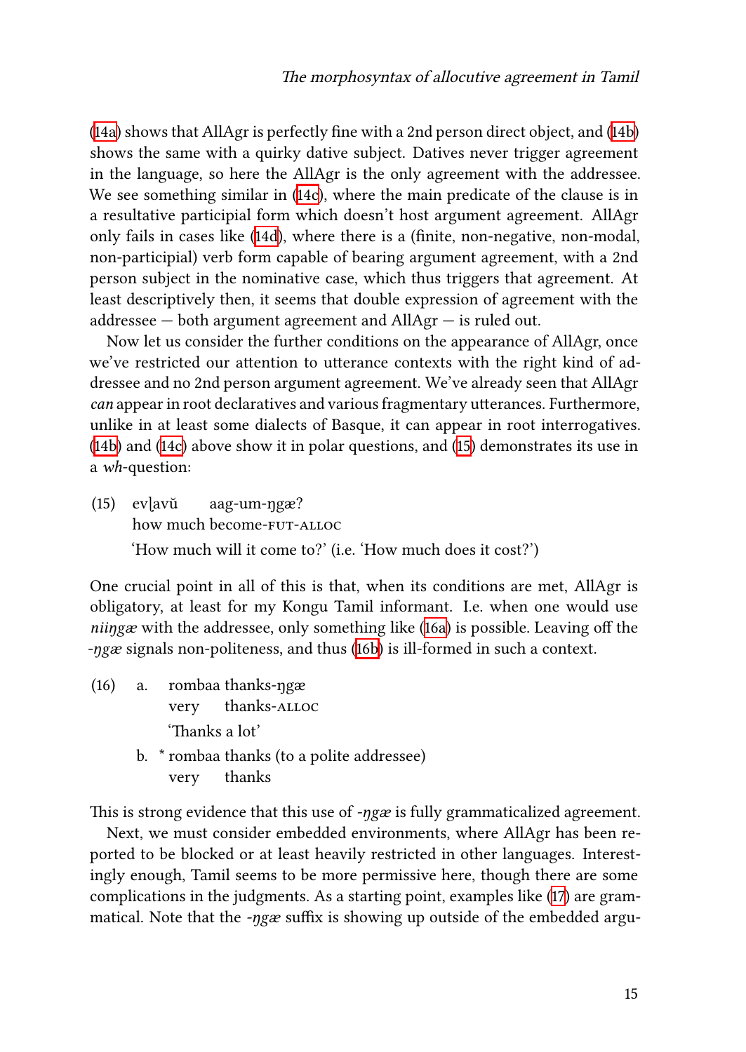(14a) shows that AllAgr is perfectly fine with a 2nd person direct object, and (14b) shows the same with a quirky dative subject. Datives never trigger agreement in the language, so here the AllAgr is the only agreement with the addressee. We see something similar in (14c), where the main predicate of the clause is in a resultative participial form which doesn't host argument agreement. AllAgr only fails in cases like (14d), where there is a (finite, non-negative, non-modal, non-participial) verb form capable of bearing argument agreement, with a 2nd person subject in the nominative case, which thus triggers that agreement. At least descriptively then, it seems that double expression of agreement with the addressee — both argument agreement and AllAgr — is ruled out.

Now let us consider the further conditions on the appearance of AllAgr, once we've restricted our attention to utterance contexts with the right kind of addressee and no 2nd person argument agreement. We've already seen that AllAgr *can* appear in root declaratives and various fragmentary utterances. Furthermore, unlike in at least some dialects of Basque, it can appear in root interrogatives. (14b) and (14c) above show it in polar questions, and (15) demonstrates its use in a *wh*-question:

(15) evḷavŭ aag-um-ŋgæ?
how much become-FUT-ALLOC
'How much will it come to?' (i.e. 'How much does it cost?')

One crucial point in all of this is that, when its conditions are met, AllAgr is obligatory, at least for my Kongu Tamil informant. I.e. when one would use *niiŋgæ* with the addressee, only something like (16a) is possible. Leaving off the *-ŋgæ* signals non-politeness, and thus (16b) is ill-formed in such a context.

(16) a. rombaa thanks-ŋgæ
very thanks-ALLOC
'Thanks a lot'

b. * rombaa thanks (to a polite addressee)
very thanks

This is strong evidence that this use of *-ŋgæ* is fully grammaticalized agreement.

Next, we must consider embedded environments, where AllAgr has been reported to be blocked or at least heavily restricted in other languages. Interestingly enough, Tamil seems to be more permissive here, though there are some complications in the judgments. As a starting point, examples like (17) are grammatical. Note that the *-ŋgæ* suffix is showing up outside of the embedded argu-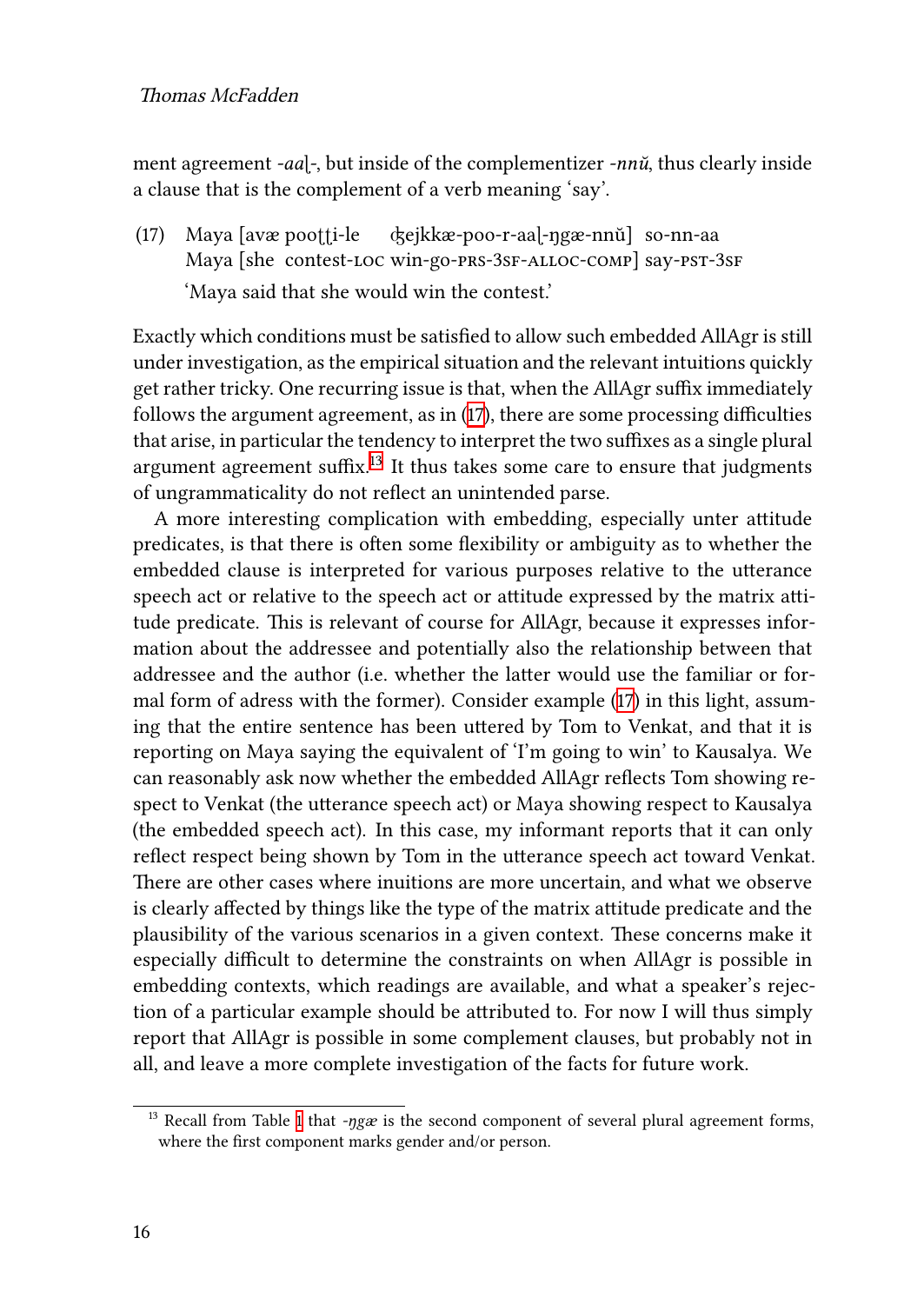ment agreement *-aaɭ-*, but inside of the complementizer *-nnŭ*, thus clearly inside a clause that is the complement of a verb meaning 'say'.

(17) Maya [avæ pooʈʈi-le ʤejkkæ-poo-r-aaɭ-ŋgæ-nnŭ] so-nn-aa  
Maya [she contest-LOC win-go-PRS-3SF-ALLOC-COMP] say-PST-3SF  
'Maya said that she would win the contest.'

Exactly which conditions must be satisfied to allow such embedded AllAgr is still under investigation, as the empirical situation and the relevant intuitions quickly get rather tricky. One recurring issue is that, when the AllAgr suffix immediately follows the argument agreement, as in (17), there are some processing difficulties that arise, in particular the tendency to interpret the two suffixes as a single plural argument agreement suffix.[13] It thus takes some care to ensure that judgments of ungrammaticality do not reflect an unintended parse.

A more interesting complication with embedding, especially unter attitude predicates, is that there is often some flexibility or ambiguity as to whether the embedded clause is interpreted for various purposes relative to the utterance speech act or relative to the speech act or attitude expressed by the matrix attitude predicate. This is relevant of course for AllAgr, because it expresses information about the addressee and potentially also the relationship between that addressee and the author (i.e. whether the latter would use the familiar or formal form of adress with the former). Consider example (17) in this light, assuming that the entire sentence has been uttered by Tom to Venkat, and that it is reporting on Maya saying the equivalent of 'I'm going to win' to Kausalya. We can reasonably ask now whether the embedded AllAgr reflects Tom showing respect to Venkat (the utterance speech act) or Maya showing respect to Kausalya (the embedded speech act). In this case, my informant reports that it can only reflect respect being shown by Tom in the utterance speech act toward Venkat. There are other cases where inuitions are more uncertain, and what we observe is clearly affected by things like the type of the matrix attitude predicate and the plausibility of the various scenarios in a given context. These concerns make it especially difficult to determine the constraints on when AllAgr is possible in embedding contexts, which readings are available, and what a speaker's rejection of a particular example should be attributed to. For now I will thus simply report that AllAgr is possible in some complement clauses, but probably not in all, and leave a more complete investigation of the facts for future work.

[13] Recall from Table 1 that *-ŋgæ* is the second component of several plural agreement forms, where the first component marks gender and/or person.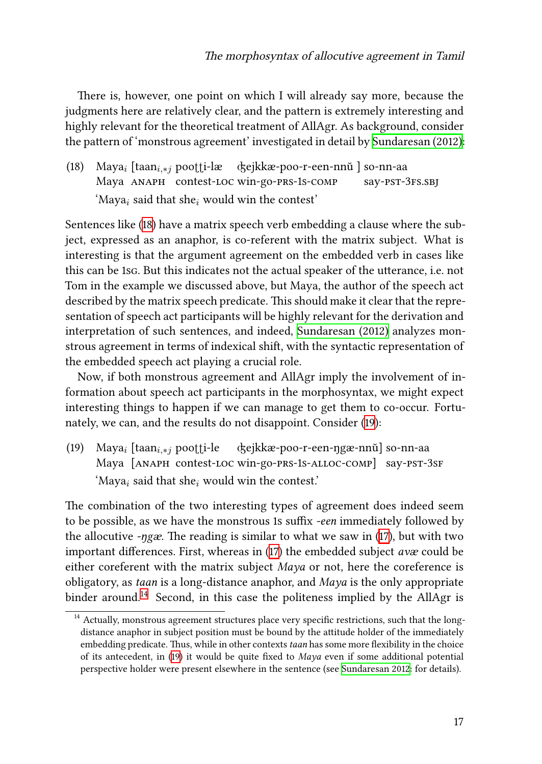There is, however, one point on which I will already say more, because the judgments here are relatively clear, and the pattern is extremely interesting and highly relevant for the theoretical treatment of AllAgr. As background, consider the pattern of 'monstrous agreement' investigated in detail by Sundaresan (2012):

(18) Maya$_i$ [taan$_{i,*j}$ pooʈʈi-læ ʤejkkæ-poo-r-een-nnŭ ] so-nn-aa
Maya ANAPH contest-LOC win-go-PRS-1S-COMP say-PST-3FS.SBJ
'Maya$_i$ said that she$_i$ would win the contest'

Sentences like (18) have a matrix speech verb embedding a clause where the subject, expressed as an anaphor, is co-referent with the matrix subject. What is interesting is that the argument agreement on the embedded verb in cases like this can be 1SG. But this indicates not the actual speaker of the utterance, i.e. not Tom in the example we discussed above, but Maya, the author of the speech act described by the matrix speech predicate. This should make it clear that the representation of speech act participants will be highly relevant for the derivation and interpretation of such sentences, and indeed, Sundaresan (2012) analyzes monstrous agreement in terms of indexical shift, with the syntactic representation of the embedded speech act playing a crucial role.

Now, if both monstrous agreement and AllAgr imply the involvement of information about speech act participants in the morphosyntax, we might expect interesting things to happen if we can manage to get them to co-occur. Fortunately, we can, and the results do not disappoint. Consider (19):

(19) Maya$_i$ [taan$_{i,*j}$ pooʈʈi-le ʤejkkæ-poo-r-een-ŋgæ-nnŭ] so-nn-aa
Maya [ANAPH contest-LOC win-go-PRS-1S-ALLOC-COMP] say-PST-3SF
'Maya$_i$ said that she$_i$ would win the contest.'

The combination of the two interesting types of agreement does indeed seem to be possible, as we have the monstrous 1s suffix *-een* immediately followed by the allocutive *-ŋgæ*. The reading is similar to what we saw in (17), but with two important differences. First, whereas in (17) the embedded subject *avæ* could be either coreferent with the matrix subject *Maya* or not, here the coreference is obligatory, as *taan* is a long-distance anaphor, and *Maya* is the only appropriate binder around.[14] Second, in this case the politeness implied by the AllAgr is

[14] Actually, monstrous agreement structures place very specific restrictions, such that the long-distance anaphor in subject position must be bound by the attitude holder of the immediately embedding predicate. Thus, while in other contexts *taan* has some more flexibility in the choice of its antecedent, in (19) it would be quite fixed to *Maya* even if some additional potential perspective holder were present elsewhere in the sentence (see Sundaresan 2012: for details).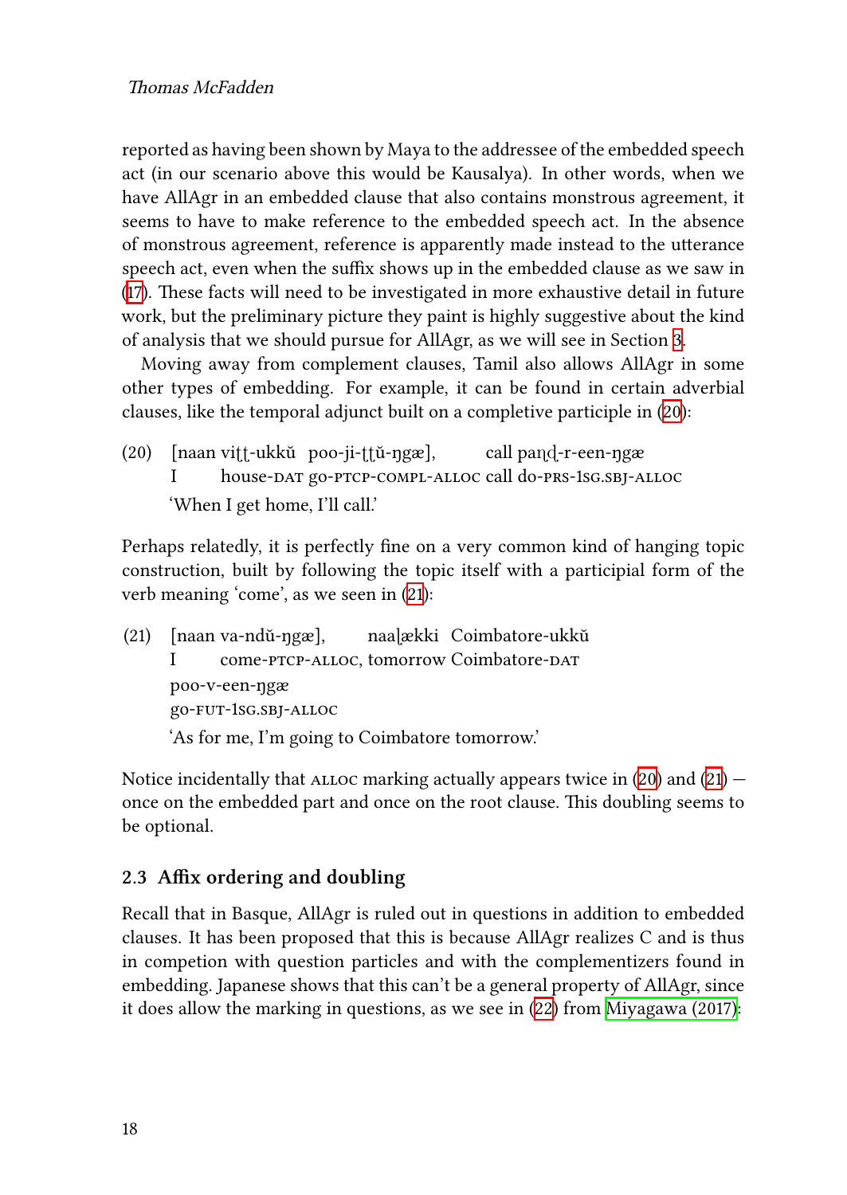reported as having been shown by Maya to the addressee of the embedded speech act (in our scenario above this would be Kausalya). In other words, when we have AllAgr in an embedded clause that also contains monstrous agreement, it seems to have to make reference to the embedded speech act. In the absence of monstrous agreement, reference is apparently made instead to the utterance speech act, even when the suffix shows up in the embedded clause as we saw in (17). These facts will need to be investigated in more exhaustive detail in future work, but the preliminary picture they paint is highly suggestive about the kind of analysis that we should pursue for AllAgr, as we will see in Section 3.

Moving away from complement clauses, Tamil also allows AllAgr in some other types of embedding. For example, it can be found in certain adverbial clauses, like the temporal adjunct built on a completive participle in (20):

(20) [naan viʈʈ-ukkŭ poo-ji-ʈʈŭ-ŋgæ], call paɳɖ-r-een-ŋgæ
I house-DAT go-PTCP-COMPL-ALLOC call do-PRS-1SG.SBJ-ALLOC
'When I get home, I'll call.'

Perhaps relatedly, it is perfectly fine on a very common kind of hanging topic construction, built by following the topic itself with a participial form of the verb meaning 'come', as we seen in (21):

(21) [naan va-ndŭ-ŋgæ], naaɭækki Coimbatore-ukkŭ
I come-PTCP-ALLOC, tomorrow Coimbatore-DAT
poo-v-een-ŋgæ
go-FUT-1SG.SBJ-ALLOC
'As for me, I'm going to Coimbatore tomorrow.'

Notice incidentally that ALLOC marking actually appears twice in (20) and (21) — once on the embedded part and once on the root clause. This doubling seems to be optional.

### 2.3 Affix ordering and doubling

Recall that in Basque, AllAgr is ruled out in questions in addition to embedded clauses. It has been proposed that this is because AllAgr realizes C and is thus in competion with question particles and with the complementizers found in embedding. Japanese shows that this can't be a general property of AllAgr, since it does allow the marking in questions, as we see in (22) from Miyagawa (2017):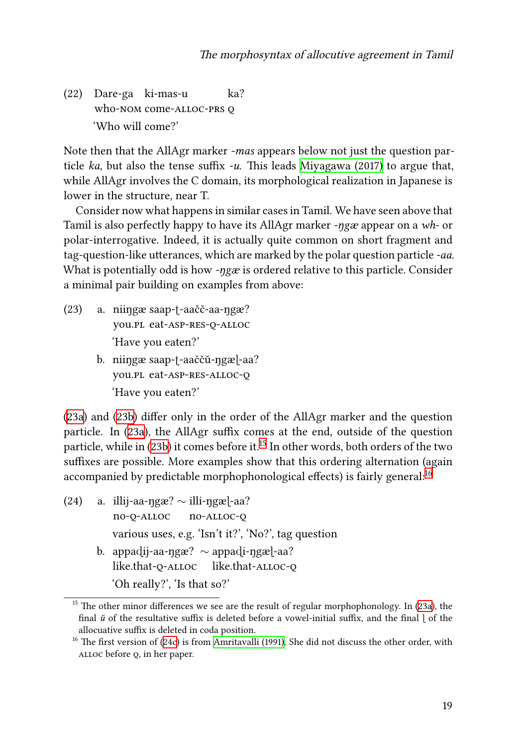(22) Dare-ga ki-mas-u ka?
 who-NOM come-ALLOC-PRS Q
 'Who will come?'

Note then that the AllAgr marker *-mas* appears below not just the question particle *ka*, but also the tense suffix *-u*. This leads Miyagawa (2017) to argue that, while AllAgr involves the C domain, its morphological realization in Japanese is lower in the structure, near T.

Consider now what happens in similar cases in Tamil. We have seen above that Tamil is also perfectly happy to have its AllAgr marker *-ŋgæ* appear on a *wh-* or polar-interrogative. Indeed, it is actually quite common on short fragment and tag-question-like utterances, which are marked by the polar question particle *-aa*. What is potentially odd is how *-ŋgæ* is ordered relative to this particle. Consider a minimal pair building on examples from above:

(23) a. niiŋgæ saap-ʈ-aačč-aa-ŋgæ?
 you.PL eat-ASP-RES-Q-ALLOC
 'Have you eaten?'

 b. niiŋgæ saap-ʈ-aaččŭ-ŋgæɭ-aa?
 you.PL eat-ASP-RES-ALLOC-Q
 'Have you eaten?'

(23a) and (23b) differ only in the order of the AllAgr marker and the question particle. In (23a), the AllAgr suffix comes at the end, outside of the question particle, while in (23b) it comes before it.[15] In other words, both orders of the two suffixes are possible. More examples show that this ordering alternation (again accompanied by predictable morphophonological effects) is fairly general:[16]

(24) a. illij-aa-ŋgæ? ∼ illi-ŋgæɭ-aa?
 no-Q-ALLOC no-ALLOC-Q
 various uses, e.g. 'Isn't it?', 'No?', tag question

 b. appaɖij-aa-ŋgæ? ∼ appaɖi-ŋgæɭ-aa?
 like.that-Q-ALLOC like.that-ALLOC-Q
 'Oh really?', 'Is that so?'

[15] The other minor differences we see are the result of regular morphophonology. In (23a), the final *ŭ* of the resultative suffix is deleted before a vowel-initial suffix, and the final *ɭ* of the allocuative suffix is deleted in coda position.

[16] The first version of (24c) is from Amritavalli (1991). She did not discuss the other order, with ALLOC before Q, in her paper.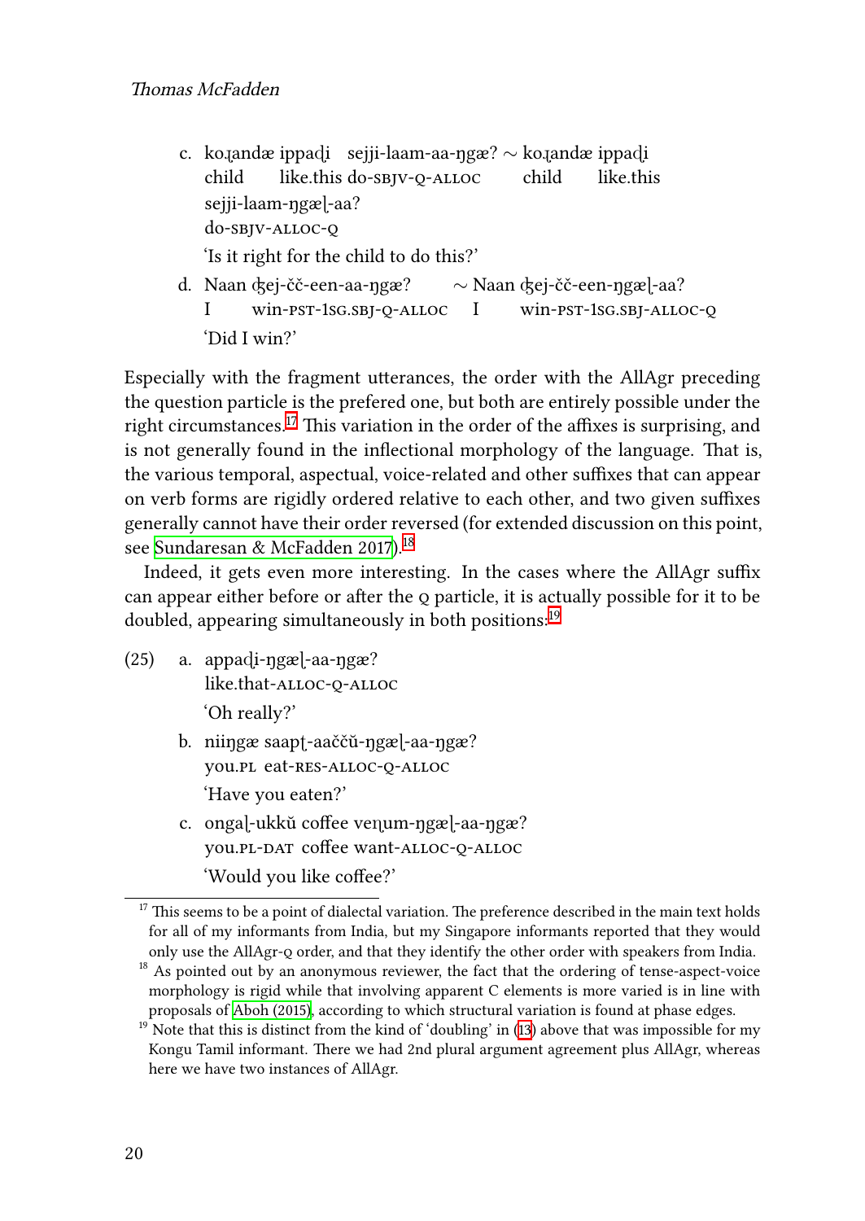c. koɻandæ ippaɖi sejji-laam-aa-ŋgæ? ∼ koɻandæ ippaɖi
   child like.this do-SBJV-Q-ALLOC child like.this
   sejji-laam-ŋgæɭ-aa?
   do-SBJV-ALLOC-Q
   'Is it right for the child to do this?'

d. Naan ʤej-čč-een-aa-ŋgæ? ∼ Naan ʤej-čč-een-ŋgæɭ-aa?
   I win-PST-1SG.SBJ-Q-ALLOC I win-PST-1SG.SBJ-ALLOC-Q
   'Did I win?'

Especially with the fragment utterances, the order with the AllAgr preceding the question particle is the prefered one, but both are entirely possible under the right circumstances.[17] This variation in the order of the affixes is surprising, and is not generally found in the inflectional morphology of the language. That is, the various temporal, aspectual, voice-related and other suffixes that can appear on verb forms are rigidly ordered relative to each other, and two given suffixes generally cannot have their order reversed (for extended discussion on this point, see Sundaresan & McFadden 2017).[18]

Indeed, it gets even more interesting. In the cases where the AllAgr suffix can appear either before or after the Q particle, it is actually possible for it to be doubled, appearing simultaneously in both positions:[19]

(25) a. appaɖi-ŋgæɭ-aa-ŋgæ?
   like.that-ALLOC-Q-ALLOC
   'Oh really?'

   b. niiŋgæ saapʈ-aaččŭ-ŋgæɭ-aa-ŋgæ?
   you.PL eat-RES-ALLOC-Q-ALLOC
   'Have you eaten?'

   c. ongaɭ-ukkŭ coffee veɳum-ŋgæɭ-aa-ŋgæ?
   you.PL-DAT coffee want-ALLOC-Q-ALLOC
   'Would you like coffee?'

---

[17] This seems to be a point of dialectal variation. The preference described in the main text holds for all of my informants from India, but my Singapore informants reported that they would only use the AllAgr-Q order, and that they identify the other order with speakers from India.

[18] As pointed out by an anonymous reviewer, the fact that the ordering of tense-aspect-voice morphology is rigid while that involving apparent C elements is more varied is in line with proposals of Aboh (2015), according to which structural variation is found at phase edges.

[19] Note that this is distinct from the kind of 'doubling' in (13) above that was impossible for my Kongu Tamil informant. There we had 2nd plural argument agreement plus AllAgr, whereas here we have two instances of AllAgr.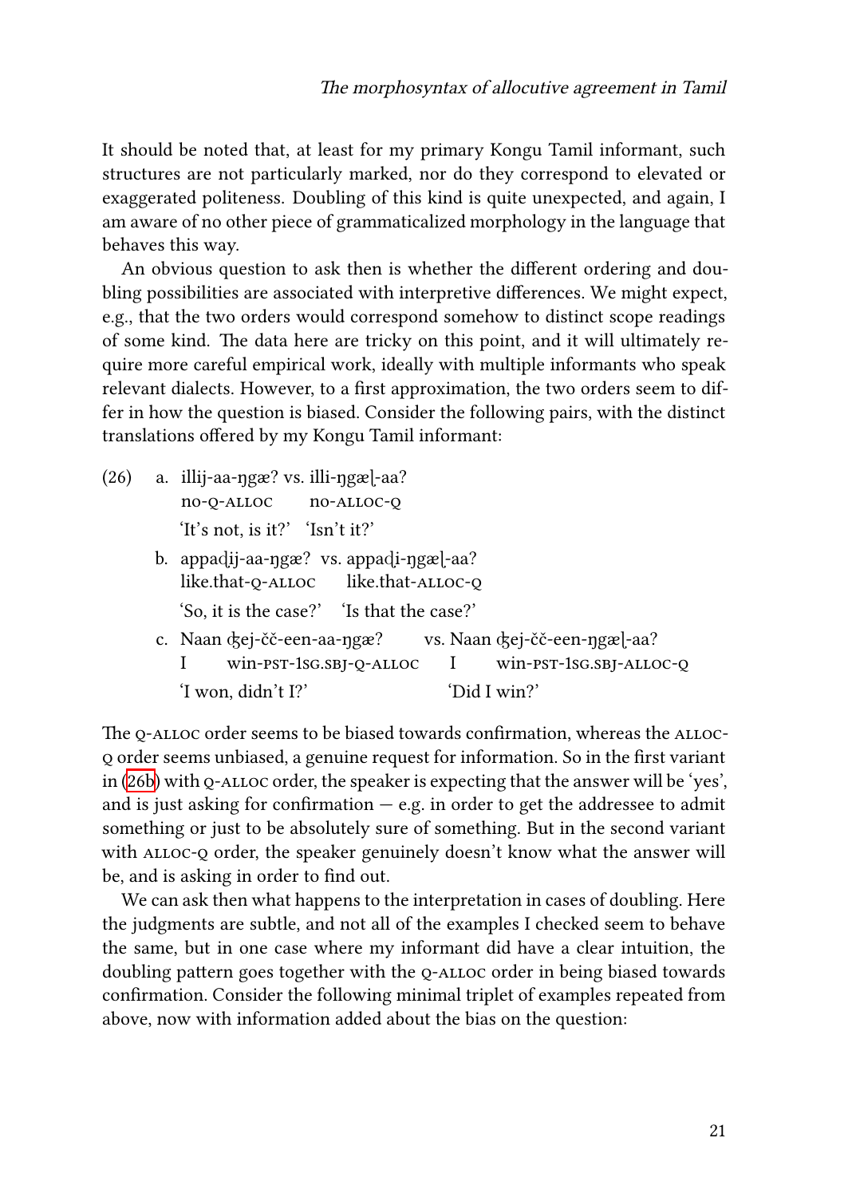It should be noted that, at least for my primary Kongu Tamil informant, such structures are not particularly marked, nor do they correspond to elevated or exaggerated politeness. Doubling of this kind is quite unexpected, and again, I am aware of no other piece of grammaticalized morphology in the language that behaves this way.

An obvious question to ask then is whether the different ordering and doubling possibilities are associated with interpretive differences. We might expect, e.g., that the two orders would correspond somehow to distinct scope readings of some kind. The data here are tricky on this point, and it will ultimately require more careful empirical work, ideally with multiple informants who speak relevant dialects. However, to a first approximation, the two orders seem to differ in how the question is biased. Consider the following pairs, with the distinct translations offered by my Kongu Tamil informant:

(26)
a. illij-aa-ŋgæ? vs. illi-ŋgæɭ-aa?
   no-Q-ALLOC   no-ALLOC-Q
   'It's not, is it?'   'Isn't it?'

b. appaɖij-aa-ŋgæ? vs. appaɖi-ŋgæɭ-aa?
   like.that-Q-ALLOC   like.that-ALLOC-Q
   'So, it is the case?'   'Is that the case?'

c. Naan ʤej-čč-een-aa-ŋgæ? vs. Naan ʤej-čč-een-ŋgæɭ-aa?
   I win-PST-1SG.SBJ-Q-ALLOC   I win-PST-1SG.SBJ-ALLOC-Q
   'I won, didn't I?'   'Did I win?'

The Q-ALLOC order seems to be biased towards confirmation, whereas the ALLOC-Q order seems unbiased, a genuine request for information. So in the first variant in (26b) with Q-ALLOC order, the speaker is expecting that the answer will be 'yes', and is just asking for confirmation — e.g. in order to get the addressee to admit something or just to be absolutely sure of something. But in the second variant with ALLOC-Q order, the speaker genuinely doesn't know what the answer will be, and is asking in order to find out.

We can ask then what happens to the interpretation in cases of doubling. Here the judgments are subtle, and not all of the examples I checked seem to behave the same, but in one case where my informant did have a clear intuition, the doubling pattern goes together with the Q-ALLOC order in being biased towards confirmation. Consider the following minimal triplet of examples repeated from above, now with information added about the bias on the question: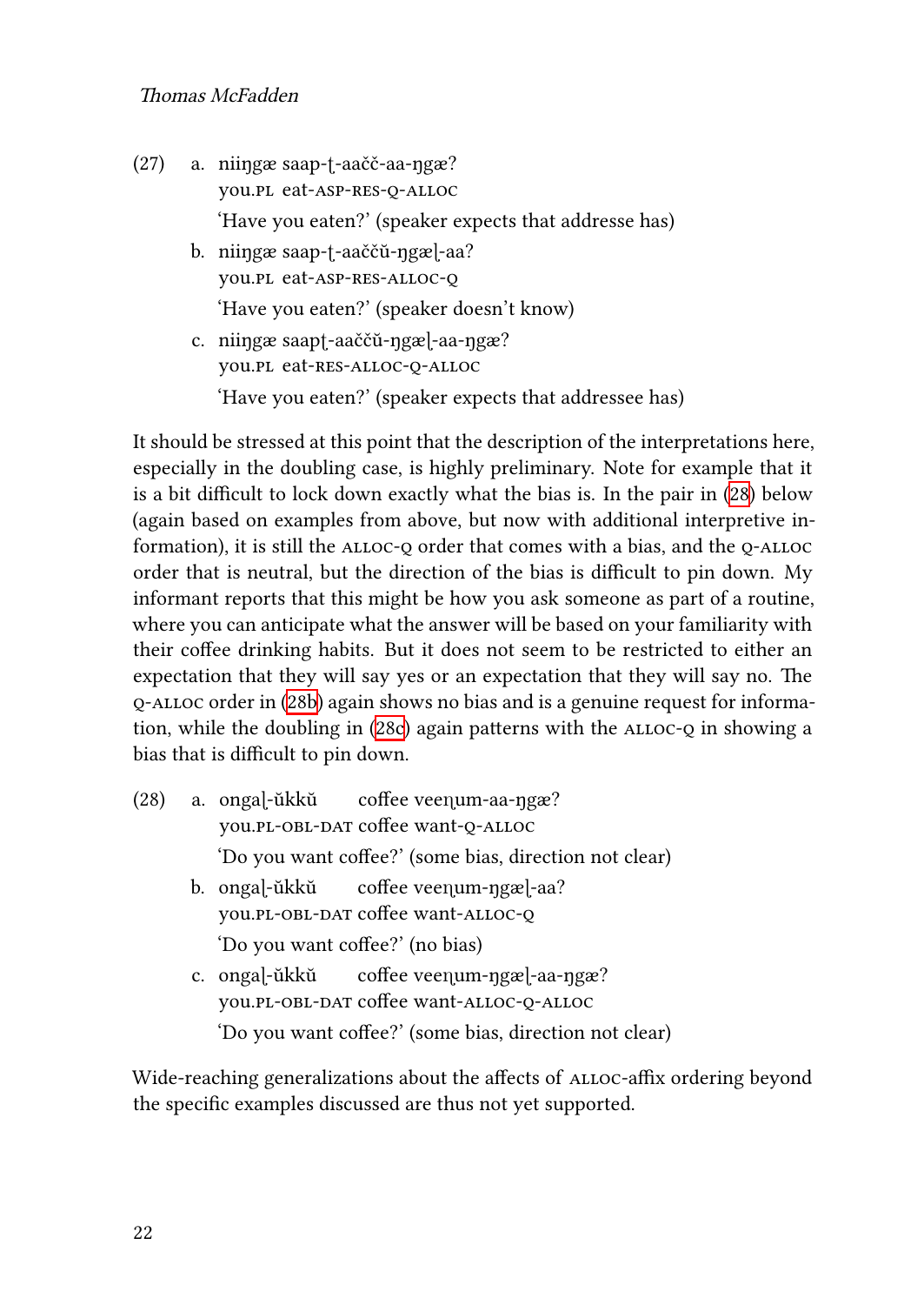(27) a. niiŋgæ saap-ʈ-aačč-aa-ŋgæ?
you.PL eat-ASP-RES-Q-ALLOC
'Have you eaten?' (speaker expects that addresse has)

b. niiŋgæ saap-ʈ-aaččŭ-ŋgæɭ-aa?
you.PL eat-ASP-RES-ALLOC-Q
'Have you eaten?' (speaker doesn't know)

c. niiŋgæ saapʈ-aaččŭ-ŋgæɭ-aa-ŋgæ?
you.PL eat-RES-ALLOC-Q-ALLOC
'Have you eaten?' (speaker expects that addressee has)

It should be stressed at this point that the description of the interpretations here, especially in the doubling case, is highly preliminary. Note for example that it is a bit difficult to lock down exactly what the bias is. In the pair in (28) below (again based on examples from above, but now with additional interpretive information), it is still the ALLOC-Q order that comes with a bias, and the Q-ALLOC order that is neutral, but the direction of the bias is difficult to pin down. My informant reports that this might be how you ask someone as part of a routine, where you can anticipate what the answer will be based on your familiarity with their coffee drinking habits. But it does not seem to be restricted to either an expectation that they will say yes or an expectation that they will say no. The Q-ALLOC order in (28b) again shows no bias and is a genuine request for information, while the doubling in (28c) again patterns with the ALLOC-Q in showing a bias that is difficult to pin down.

(28) a. ongaɭ-ŭkkŭ coffee veeɳum-aa-ŋgæ?
you.PL-OBL-DAT coffee want-Q-ALLOC
'Do you want coffee?' (some bias, direction not clear)

b. ongaɭ-ŭkkŭ coffee veeɳum-ŋgæɭ-aa?
you.PL-OBL-DAT coffee want-ALLOC-Q
'Do you want coffee?' (no bias)

c. ongaɭ-ŭkkŭ coffee veeɳum-ŋgæɭ-aa-ŋgæ?
you.PL-OBL-DAT coffee want-ALLOC-Q-ALLOC
'Do you want coffee?' (some bias, direction not clear)

Wide-reaching generalizations about the affects of ALLOC-affix ordering beyond the specific examples discussed are thus not yet supported.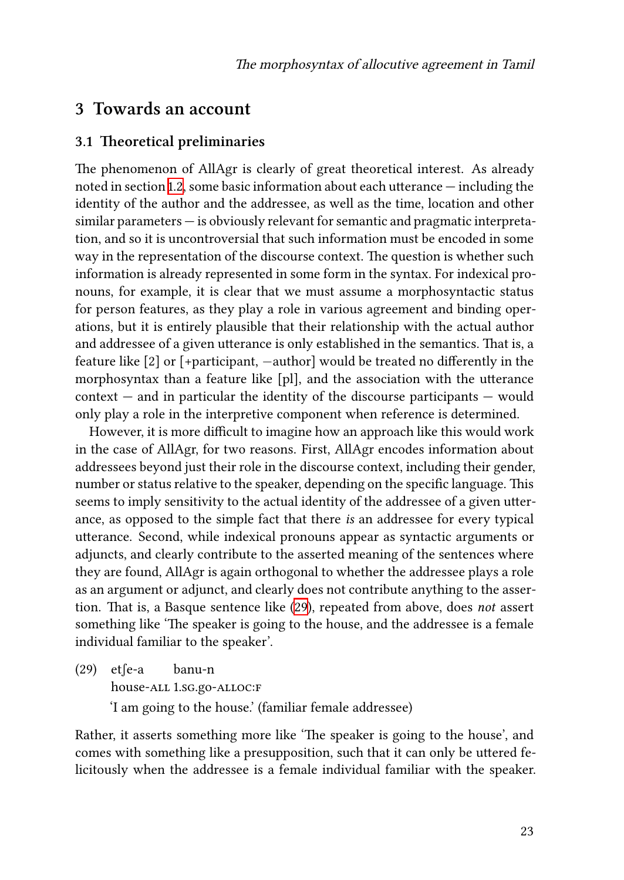## 3 Towards an account

### 3.1 Theoretical preliminaries

The phenomenon of AllAgr is clearly of great theoretical interest. As already noted in section 1.2, some basic information about each utterance — including the identity of the author and the addressee, as well as the time, location and other similar parameters — is obviously relevant for semantic and pragmatic interpretation, and so it is uncontroversial that such information must be encoded in some way in the representation of the discourse context. The question is whether such information is already represented in some form in the syntax. For indexical pronouns, for example, it is clear that we must assume a morphosyntactic status for person features, as they play a role in various agreement and binding operations, but it is entirely plausible that their relationship with the actual author and addressee of a given utterance is only established in the semantics. That is, a feature like [2] or [+participant, −author] would be treated no differently in the morphosyntax than a feature like [pl], and the association with the utterance context — and in particular the identity of the discourse participants — would only play a role in the interpretive component when reference is determined.

However, it is more difficult to imagine how an approach like this would work in the case of AllAgr, for two reasons. First, AllAgr encodes information about addressees beyond just their role in the discourse context, including their gender, number or status relative to the speaker, depending on the specific language. This seems to imply sensitivity to the actual identity of the addressee of a given utterance, as opposed to the simple fact that there *is* an addressee for every typical utterance. Second, while indexical pronouns appear as syntactic arguments or adjuncts, and clearly contribute to the asserted meaning of the sentences where they are found, AllAgr is again orthogonal to whether the addressee plays a role as an argument or adjunct, and clearly does not contribute anything to the assertion. That is, a Basque sentence like (29), repeated from above, does *not* assert something like 'The speaker is going to the house, and the addressee is a female individual familiar to the speaker'.

(29) etʃe-a banu-n
house-ALL 1.SG.go-ALLOC:F
'I am going to the house.' (familiar female addressee)

Rather, it asserts something more like 'The speaker is going to the house', and comes with something like a presupposition, such that it can only be uttered felicitously when the addressee is a female individual familiar with the speaker.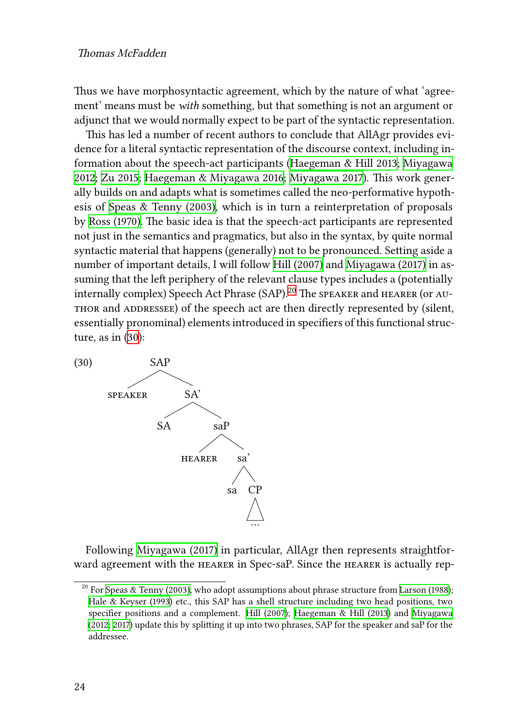Thus we have morphosyntactic agreement, which by the nature of what 'agreement' means must be *with* something, but that something is not an argument or adjunct that we would normally expect to be part of the syntactic representation.

This has led a number of recent authors to conclude that AllAgr provides evidence for a literal syntactic representation of the discourse context, including information about the speech-act participants (Haegeman & Hill 2013; Miyagawa 2012; Zu 2015; Haegeman & Miyagawa 2016; Miyagawa 2017). This work generally builds on and adapts what is sometimes called the neo-performative hypothesis of Speas & Tenny (2003), which is in turn a reinterpretation of proposals by Ross (1970). The basic idea is that the speech-act participants are represented not just in the semantics and pragmatics, but also in the syntax, by quite normal syntactic material that happens (generally) not to be pronounced. Setting aside a number of important details, I will follow Hill (2007) and Miyagawa (2017) in assuming that the left periphery of the relevant clause types includes a (potentially internally complex) Speech Act Phrase (SAP).[20] The SPEAKER and HEARER (or AUTHOR and ADDRESSEE) of the speech act are then directly represented by (silent, essentially pronominal) elements introduced in specifiers of this functional structure, as in (30):

(30)
```
SAP
├── SPEAKER
└── SA'
    ├── SA
    └── saP
        ├── HEARER
        └── sa'
            ├── sa
            └── CP
                └── ...
```

Following Miyagawa (2017) in particular, AllAgr then represents straightforward agreement with the HEARER in Spec-saP. Since the HEARER is actually rep-

[20] For Speas & Tenny (2003), who adopt assumptions about phrase structure from Larson (1988); Hale & Keyser (1993) etc., this SAP has a shell structure including two head positions, two specifier positions and a complement. Hill (2007); Haegeman & Hill (2013) and Miyagawa (2012; 2017) update this by splitting it up into two phrases, SAP for the speaker and saP for the addressee.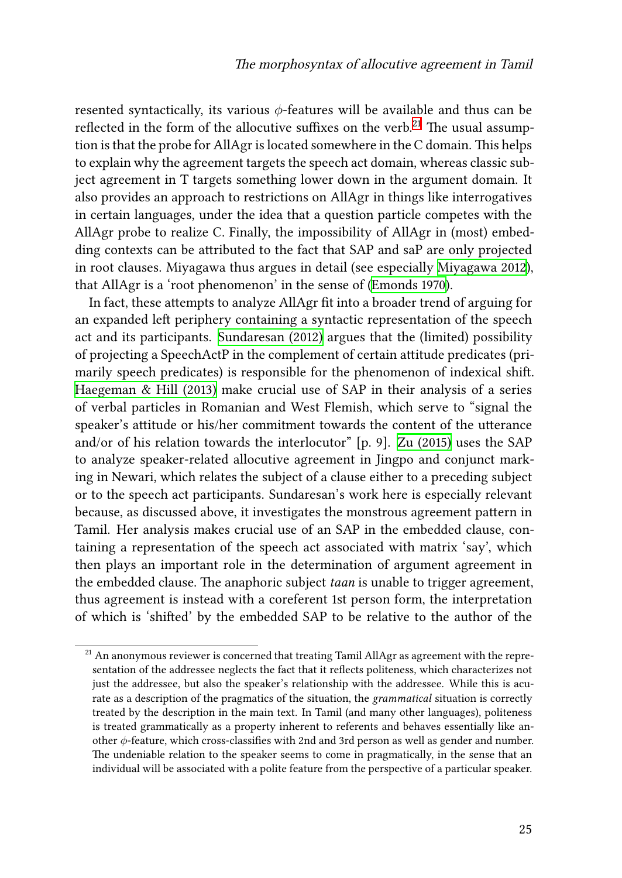resented syntactically, its various $\phi$-features will be available and thus can be reflected in the form of the allocutive suffixes on the verb.[21] The usual assumption is that the probe for AllAgr is located somewhere in the C domain. This helps to explain why the agreement targets the speech act domain, whereas classic subject agreement in T targets something lower down in the argument domain. It also provides an approach to restrictions on AllAgr in things like interrogatives in certain languages, under the idea that a question particle competes with the AllAgr probe to realize C. Finally, the impossibility of AllAgr in (most) embedding contexts can be attributed to the fact that SAP and saP are only projected in root clauses. Miyagawa thus argues in detail (see especially Miyagawa 2012), that AllAgr is a 'root phenomenon' in the sense of (Emonds 1970).

In fact, these attempts to analyze AllAgr fit into a broader trend of arguing for an expanded left periphery containing a syntactic representation of the speech act and its participants. Sundaresan (2012) argues that the (limited) possibility of projecting a SpeechActP in the complement of certain attitude predicates (primarily speech predicates) is responsible for the phenomenon of indexical shift. Haegeman & Hill (2013) make crucial use of SAP in their analysis of a series of verbal particles in Romanian and West Flemish, which serve to "signal the speaker's attitude or his/her commitment towards the content of the utterance and/or of his relation towards the interlocutor" [p. 9]. Zu (2015) uses the SAP to analyze speaker-related allocutive agreement in Jingpo and conjunct marking in Newari, which relates the subject of a clause either to a preceding subject or to the speech act participants. Sundaresan's work here is especially relevant because, as discussed above, it investigates the monstrous agreement pattern in Tamil. Her analysis makes crucial use of an SAP in the embedded clause, containing a representation of the speech act associated with matrix 'say', which then plays an important role in the determination of argument agreement in the embedded clause. The anaphoric subject *taan* is unable to trigger agreement, thus agreement is instead with a coreferent 1st person form, the interpretation of which is 'shifted' by the embedded SAP to be relative to the author of the

[21] An anonymous reviewer is concerned that treating Tamil AllAgr as agreement with the representation of the addressee neglects the fact that it reflects politeness, which characterizes not just the addressee, but also the speaker's relationship with the addressee. While this is accurate as a description of the pragmatics of the situation, the *grammatical* situation is correctly treated by the description in the main text. In Tamil (and many other languages), politeness is treated grammatically as a property inherent to referents and behaves essentially like another $\phi$-feature, which cross-classifies with 2nd and 3rd person as well as gender and number. The undeniable relation to the speaker seems to come in pragmatically, in the sense that an individual will be associated with a polite feature from the perspective of a particular speaker.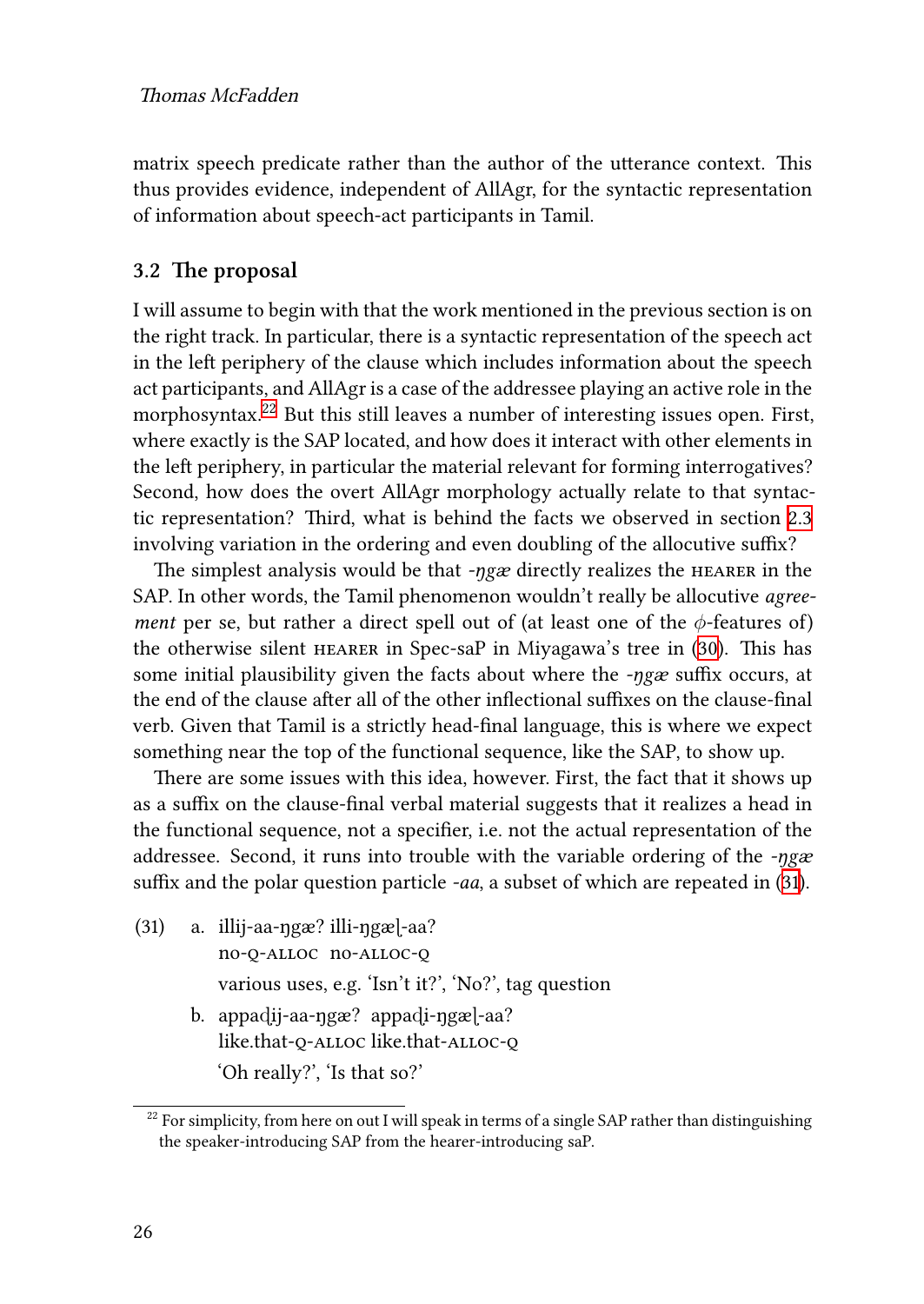matrix speech predicate rather than the author of the utterance context. This thus provides evidence, independent of AllAgr, for the syntactic representation of information about speech-act participants in Tamil.

## 3.2 The proposal

I will assume to begin with that the work mentioned in the previous section is on the right track. In particular, there is a syntactic representation of the speech act in the left periphery of the clause which includes information about the speech act participants, and AllAgr is a case of the addressee playing an active role in the morphosyntax.[22] But this still leaves a number of interesting issues open. First, where exactly is the SAP located, and how does it interact with other elements in the left periphery, in particular the material relevant for forming interrogatives? Second, how does the overt AllAgr morphology actually relate to that syntactic representation? Third, what is behind the facts we observed in section 2.3 involving variation in the ordering and even doubling of the allocutive suffix?

The simplest analysis would be that *-ŋgæ* directly realizes the HEARER in the SAP. In other words, the Tamil phenomenon wouldn't really be allocutive *agreement* per se, but rather a direct spell out of (at least one of the $\phi$-features of) the otherwise silent HEARER in Spec-saP in Miyagawa's tree in (30). This has some initial plausibility given the facts about where the *-ŋgæ* suffix occurs, at the end of the clause after all of the other inflectional suffixes on the clause-final verb. Given that Tamil is a strictly head-final language, this is where we expect something near the top of the functional sequence, like the SAP, to show up.

There are some issues with this idea, however. First, the fact that it shows up as a suffix on the clause-final verbal material suggests that it realizes a head in the functional sequence, not a specifier, i.e. not the actual representation of the addressee. Second, it runs into trouble with the variable ordering of the *-ŋgæ* suffix and the polar question particle *-aa*, a subset of which are repeated in (31).

(31)
a. illij-aa-ŋgæ? illi-ŋgæɭ-aa?
   no-Q-ALLOC no-ALLOC-Q
   various uses, e.g. 'Isn't it?', 'No?', tag question
b. appaɖij-aa-ŋgæ? appaɖi-ŋgæɭ-aa?
   like.that-Q-ALLOC like.that-ALLOC-Q
   'Oh really?', 'Is that so?'

[22] For simplicity, from here on out I will speak in terms of a single SAP rather than distinguishing the speaker-introducing SAP from the hearer-introducing saP.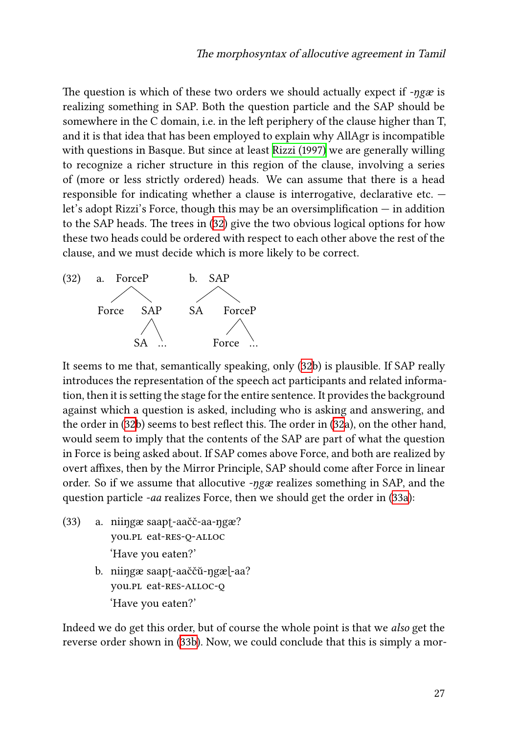The question is which of these two orders we should actually expect if *-ŋgæ* is realizing something in SAP. Both the question particle and the SAP should be somewhere in the C domain, i.e. in the left periphery of the clause higher than T, and it is that idea that has been employed to explain why AllAgr is incompatible with questions in Basque. But since at least Rizzi (1997) we are generally willing to recognize a richer structure in this region of the clause, involving a series of (more or less strictly ordered) heads. We can assume that there is a head responsible for indicating whether a clause is interrogative, declarative etc. — let's adopt Rizzi's Force, though this may be an oversimplification — in addition to the SAP heads. The trees in (32) give the two obvious logical options for how these two heads could be ordered with respect to each other above the rest of the clause, and we must decide which is more likely to be correct.

(32) a. [ForceP Force [SAP SA … ]]
b. [SAP SA [ForceP Force … ]]

It seems to me that, semantically speaking, only (32b) is plausible. If SAP really introduces the representation of the speech act participants and related information, then it is setting the stage for the entire sentence. It provides the background against which a question is asked, including who is asking and answering, and the order in (32b) seems to best reflect this. The order in (32a), on the other hand, would seem to imply that the contents of the SAP are part of what the question in Force is being asked about. If SAP comes above Force, and both are realized by overt affixes, then by the Mirror Principle, SAP should come after Force in linear order. So if we assume that allocutive *-ŋgæ* realizes something in SAP, and the question particle *-aa* realizes Force, then we should get the order in (33a):

(33) a. niiŋgæ saapʈ-aačč-aa-ŋgæ?
you.PL eat-RES-Q-ALLOC
'Have you eaten?'

b. niiŋgæ saapʈ-aaččŭ-ŋgæɭ-aa?
you.PL eat-RES-ALLOC-Q
'Have you eaten?'

Indeed we do get this order, but of course the whole point is that we *also* get the reverse order shown in (33b). Now, we could conclude that this is simply a mor-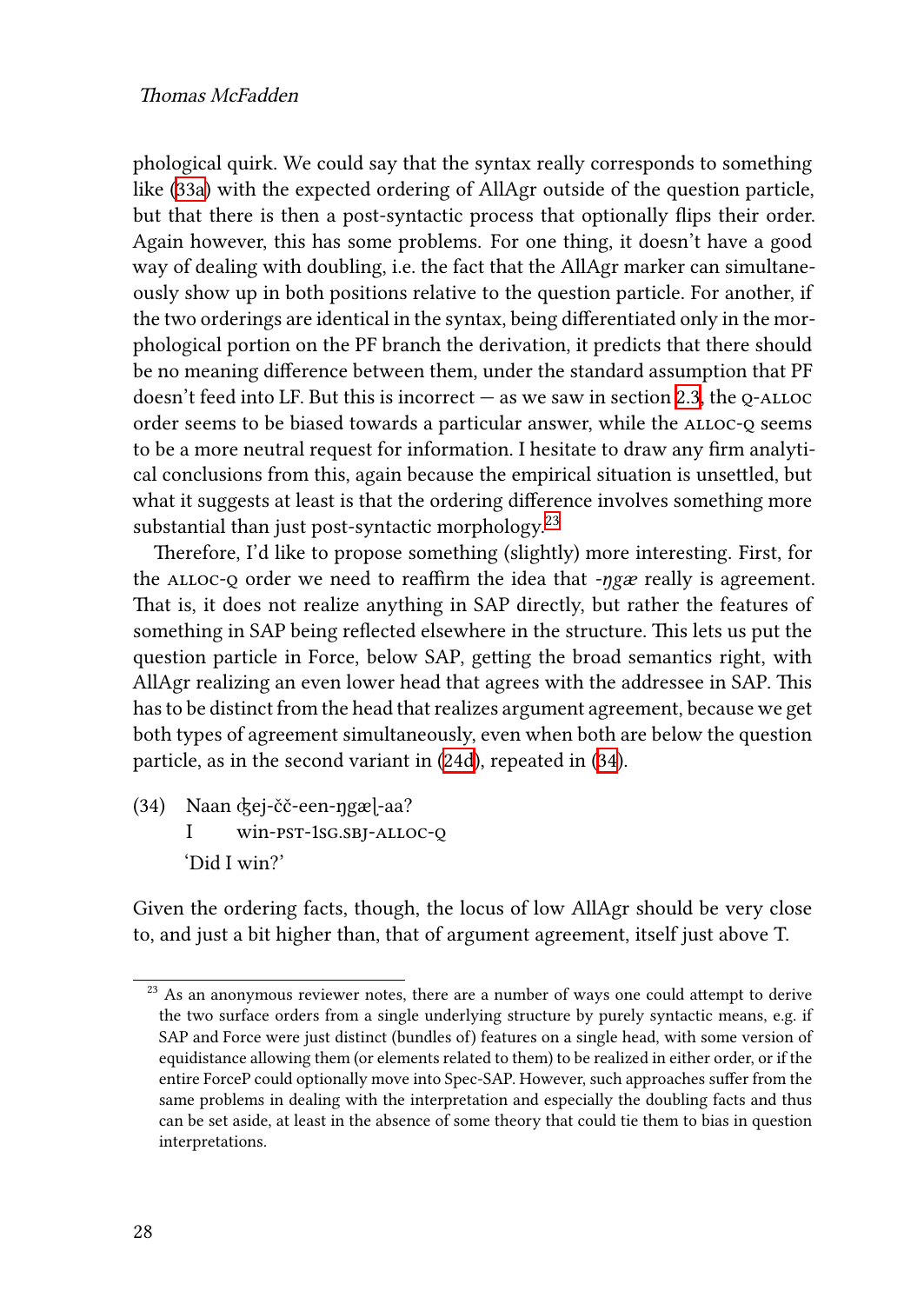phological quirk. We could say that the syntax really corresponds to something like (33a) with the expected ordering of AllAgr outside of the question particle, but that there is then a post-syntactic process that optionally flips their order. Again however, this has some problems. For one thing, it doesn't have a good way of dealing with doubling, i.e. the fact that the AllAgr marker can simultaneously show up in both positions relative to the question particle. For another, if the two orderings are identical in the syntax, being differentiated only in the morphological portion on the PF branch the derivation, it predicts that there should be no meaning difference between them, under the standard assumption that PF doesn't feed into LF. But this is incorrect — as we saw in section 2.3, the Q-ALLOC order seems to be biased towards a particular answer, while the ALLOC-Q seems to be a more neutral request for information. I hesitate to draw any firm analytical conclusions from this, again because the empirical situation is unsettled, but what it suggests at least is that the ordering difference involves something more substantial than just post-syntactic morphology.[23]

Therefore, I'd like to propose something (slightly) more interesting. First, for the ALLOC-Q order we need to reaffirm the idea that *-ŋgæ* really is agreement. That is, it does not realize anything in SAP directly, but rather the features of something in SAP being reflected elsewhere in the structure. This lets us put the question particle in Force, below SAP, getting the broad semantics right, with AllAgr realizing an even lower head that agrees with the addressee in SAP. This has to be distinct from the head that realizes argument agreement, because we get both types of agreement simultaneously, even when both are below the question particle, as in the second variant in (24d), repeated in (34).

(34) Naan ʤej-čč-een-ŋgæɭ-aa?
 I win-PST-1SG.SBJ-ALLOC-Q
 'Did I win?'

Given the ordering facts, though, the locus of low AllAgr should be very close to, and just a bit higher than, that of argument agreement, itself just above T.

[23] As an anonymous reviewer notes, there are a number of ways one could attempt to derive the two surface orders from a single underlying structure by purely syntactic means, e.g. if SAP and Force were just distinct (bundles of) features on a single head, with some version of equidistance allowing them (or elements related to them) to be realized in either order, or if the entire ForceP could optionally move into Spec-SAP. However, such approaches suffer from the same problems in dealing with the interpretation and especially the doubling facts and thus can be set aside, at least in the absence of some theory that could tie them to bias in question interpretations.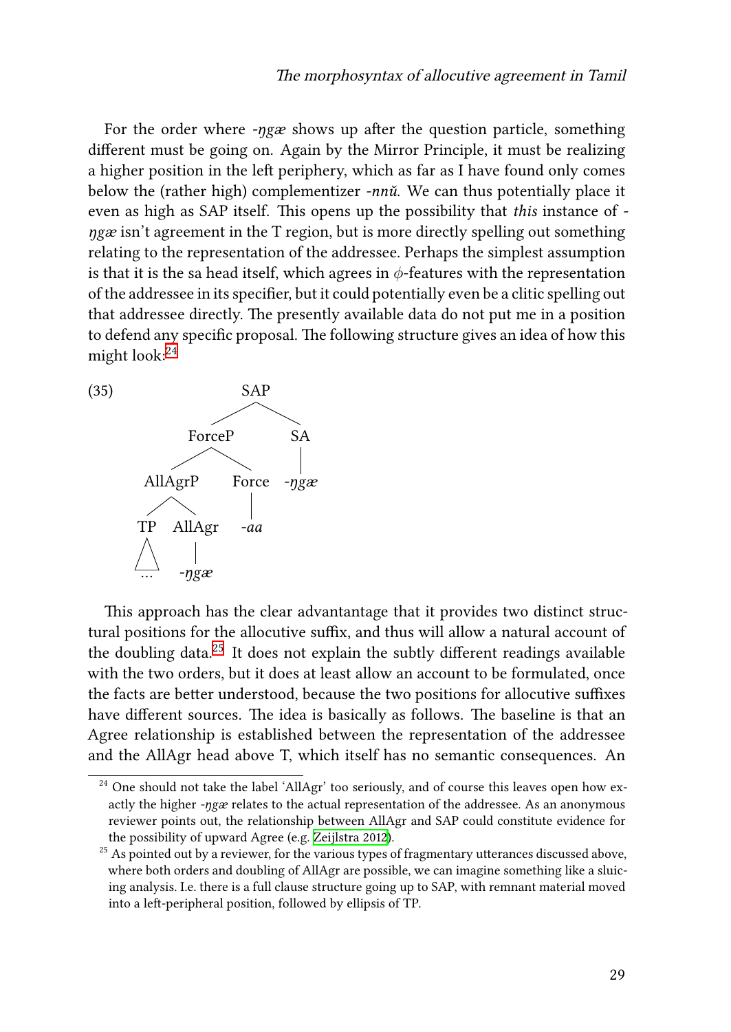For the order where *-ŋgæ* shows up after the question particle, something different must be going on. Again by the Mirror Principle, it must be realizing a higher position in the left periphery, which as far as I have found only comes below the (rather high) complementizer *-nnŭ*. We can thus potentially place it even as high as SAP itself. This opens up the possibility that *this* instance of *-ŋgæ* isn't agreement in the T region, but is more directly spelling out something relating to the representation of the addressee. Perhaps the simplest assumption is that it is the sa head itself, which agrees in $\phi$-features with the representation of the addressee in its specifier, but it could potentially even be a clitic spelling out that addressee directly. The presently available data do not put me in a position to defend any specific proposal. The following structure gives an idea of how this might look:[24]

(35)

```
                SAP
              /     \
         ForceP      SA
         /    \       |
    AllAgrP   Force  -ŋgæ
     /    \      |
   TP    AllAgr  -aa
   △       |
   …     -ŋgæ
```

This approach has the clear advantantage that it provides two distinct structural positions for the allocutive suffix, and thus will allow a natural account of the doubling data.[25] It does not explain the subtly different readings available with the two orders, but it does at least allow an account to be formulated, once the facts are better understood, because the two positions for allocutive suffixes have different sources. The idea is basically as follows. The baseline is that an Agree relationship is established between the representation of the addressee and the AllAgr head above T, which itself has no semantic consequences. An

---

[24] One should not take the label 'AllAgr' too seriously, and of course this leaves open how exactly the higher *-ŋgæ* relates to the actual representation of the addressee. As an anonymous reviewer points out, the relationship between AllAgr and SAP could constitute evidence for the possibility of upward Agree (e.g. Zeijlstra 2012).

[25] As pointed out by a reviewer, for the various types of fragmentary utterances discussed above, where both orders and doubling of AllAgr are possible, we can imagine something like a sluicing analysis. I.e. there is a full clause structure going up to SAP, with remnant material moved into a left-peripheral position, followed by ellipsis of TP.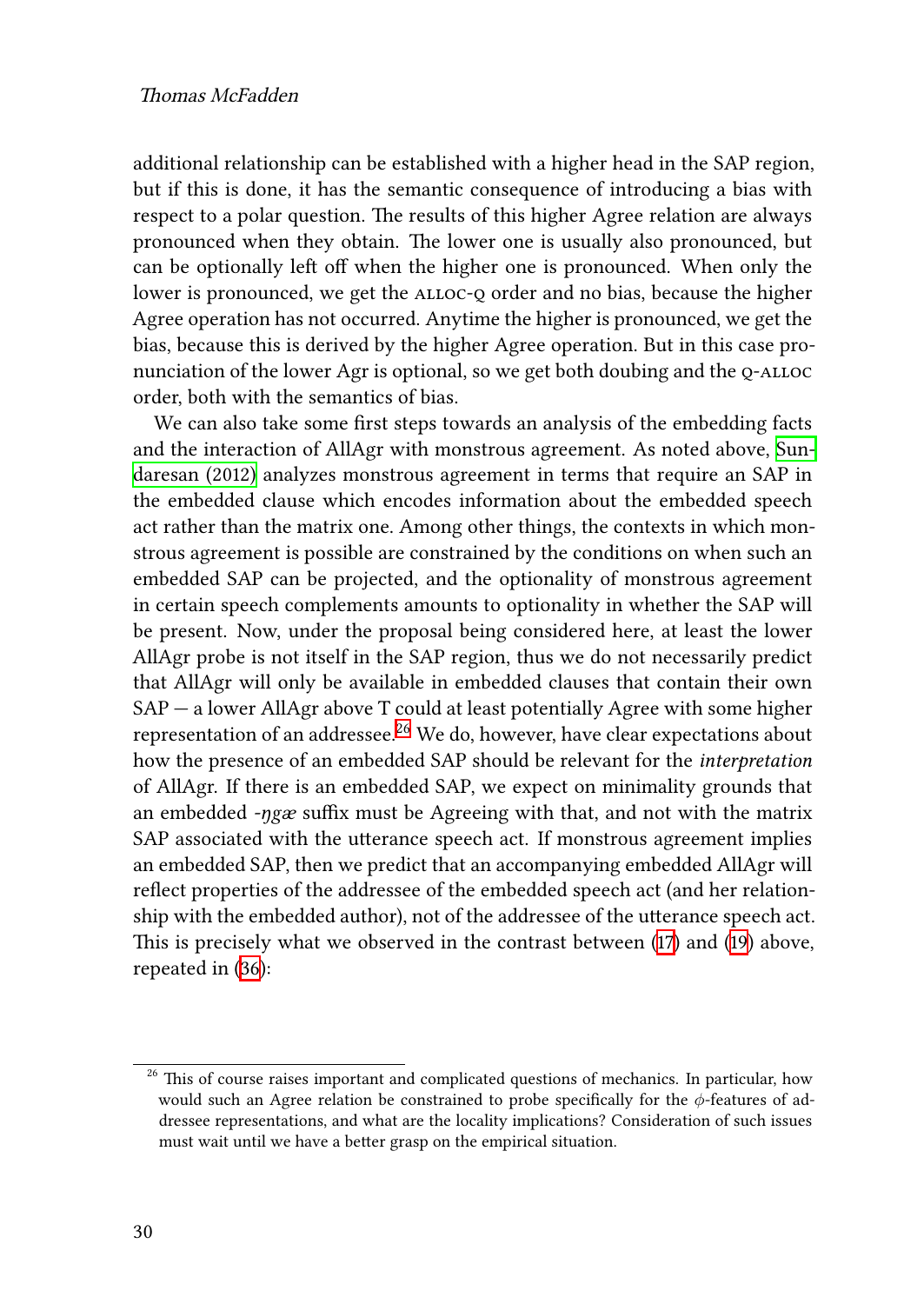additional relationship can be established with a higher head in the SAP region, but if this is done, it has the semantic consequence of introducing a bias with respect to a polar question. The results of this higher Agree relation are always pronounced when they obtain. The lower one is usually also pronounced, but can be optionally left off when the higher one is pronounced. When only the lower is pronounced, we get the ALLOC-Q order and no bias, because the higher Agree operation has not occurred. Anytime the higher is pronounced, we get the bias, because this is derived by the higher Agree operation. But in this case pronunciation of the lower Agr is optional, so we get both doubing and the Q-ALLOC order, both with the semantics of bias.

We can also take some first steps towards an analysis of the embedding facts and the interaction of AllAgr with monstrous agreement. As noted above, Sundaresan (2012) analyzes monstrous agreement in terms that require an SAP in the embedded clause which encodes information about the embedded speech act rather than the matrix one. Among other things, the contexts in which monstrous agreement is possible are constrained by the conditions on when such an embedded SAP can be projected, and the optionality of monstrous agreement in certain speech complements amounts to optionality in whether the SAP will be present. Now, under the proposal being considered here, at least the lower AllAgr probe is not itself in the SAP region, thus we do not necessarily predict that AllAgr will only be available in embedded clauses that contain their own SAP — a lower AllAgr above T could at least potentially Agree with some higher representation of an addressee.[26] We do, however, have clear expectations about how the presence of an embedded SAP should be relevant for the *interpretation* of AllAgr. If there is an embedded SAP, we expect on minimality grounds that an embedded *-ŋgæ* suffix must be Agreeing with that, and not with the matrix SAP associated with the utterance speech act. If monstrous agreement implies an embedded SAP, then we predict that an accompanying embedded AllAgr will reflect properties of the addressee of the embedded speech act (and her relationship with the embedded author), not of the addressee of the utterance speech act. This is precisely what we observed in the contrast between (17) and (19) above, repeated in (36):

[26] This of course raises important and complicated questions of mechanics. In particular, how would such an Agree relation be constrained to probe specifically for the $\phi$-features of addressee representations, and what are the locality implications? Consideration of such issues must wait until we have a better grasp on the empirical situation.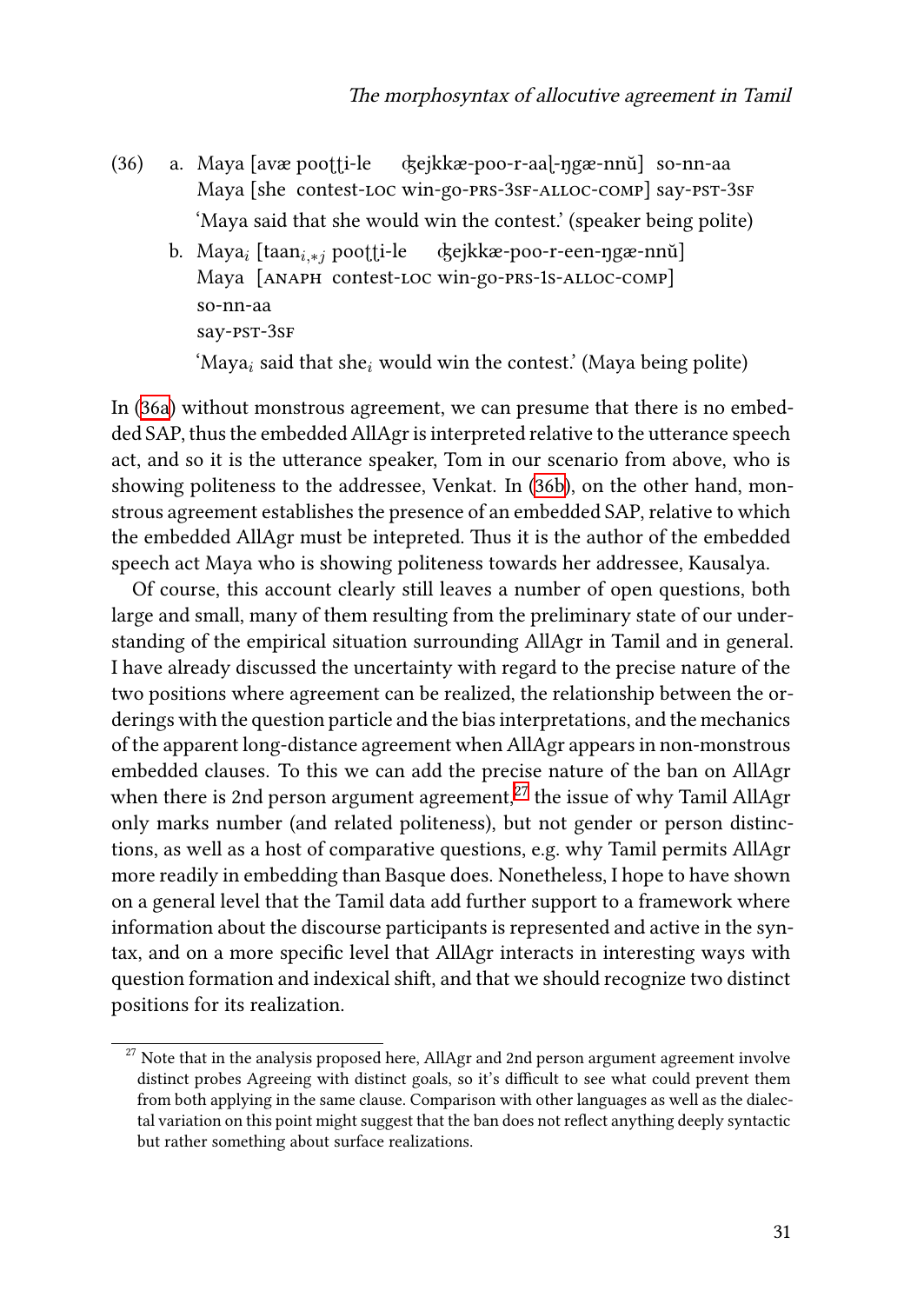(36) a. Maya [avæ pooʈʈi-le ʤejkkæ-poo-r-aaɭ-ŋgæ-nnŭ] so-nn-aa
   Maya [she contest-LOC win-go-PRS-3SF-ALLOC-COMP] say-PST-3SF
   'Maya said that she would win the contest.' (speaker being polite)

  b. Maya$_i$ [taan$_{i,*j}$ pooʈʈi-le ʤejkkæ-poo-r-een-ŋgæ-nnŭ]
   Maya [ANAPH contest-LOC win-go-PRS-1S-ALLOC-COMP]
   so-nn-aa
   say-PST-3SF
   'Maya$_i$ said that she$_i$ would win the contest.' (Maya being polite)

In (36a) without monstrous agreement, we can presume that there is no embedded SAP, thus the embedded AllAgr is interpreted relative to the utterance speech act, and so it is the utterance speaker, Tom in our scenario from above, who is showing politeness to the addressee, Venkat. In (36b), on the other hand, monstrous agreement establishes the presence of an embedded SAP, relative to which the embedded AllAgr must be intepreted. Thus it is the author of the embedded speech act Maya who is showing politeness towards her addressee, Kausalya.

Of course, this account clearly still leaves a number of open questions, both large and small, many of them resulting from the preliminary state of our understanding of the empirical situation surrounding AllAgr in Tamil and in general. I have already discussed the uncertainty with regard to the precise nature of the two positions where agreement can be realized, the relationship between the orderings with the question particle and the bias interpretations, and the mechanics of the apparent long-distance agreement when AllAgr appears in non-monstrous embedded clauses. To this we can add the precise nature of the ban on AllAgr when there is 2nd person argument agreement,[27] the issue of why Tamil AllAgr only marks number (and related politeness), but not gender or person distinctions, as well as a host of comparative questions, e.g. why Tamil permits AllAgr more readily in embedding than Basque does. Nonetheless, I hope to have shown on a general level that the Tamil data add further support to a framework where information about the discourse participants is represented and active in the syntax, and on a more specific level that AllAgr interacts in interesting ways with question formation and indexical shift, and that we should recognize two distinct positions for its realization.

[27] Note that in the analysis proposed here, AllAgr and 2nd person argument agreement involve distinct probes Agreeing with distinct goals, so it's difficult to see what could prevent them from both applying in the same clause. Comparison with other languages as well as the dialectal variation on this point might suggest that the ban does not reflect anything deeply syntactic but rather something about surface realizations.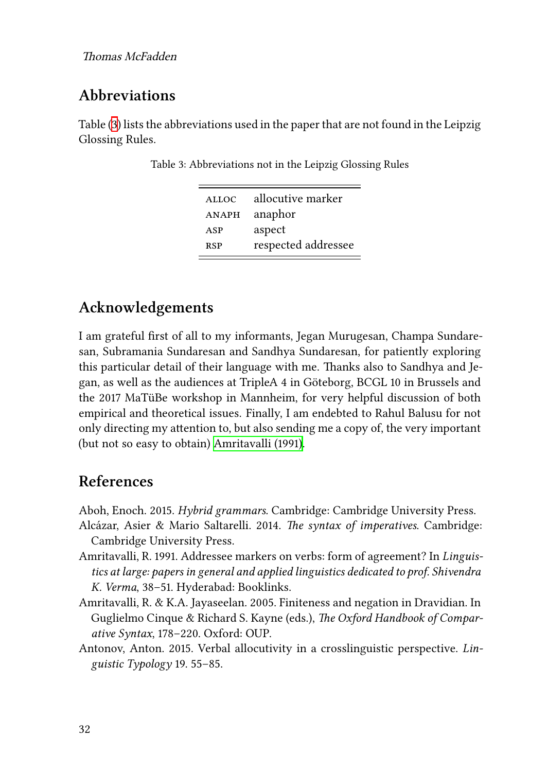## Abbreviations

Table (3) lists the abbreviations used in the paper that are not found in the Leipzig Glossing Rules.

Table 3: Abbreviations not in the Leipzig Glossing Rules

| | |
|---|---|
| ALLOC | allocutive marker |
| ANAPH | anaphor |
| ASP | aspect |
| RSP | respected addressee |

## Acknowledgements

I am grateful first of all to my informants, Jegan Murugesan, Champa Sundaresan, Subramania Sundaresan and Sandhya Sundaresan, for patiently exploring this particular detail of their language with me. Thanks also to Sandhya and Jegan, as well as the audiences at TripleA 4 in Göteborg, BCGL 10 in Brussels and the 2017 MaTüBe workshop in Mannheim, for very helpful discussion of both empirical and theoretical issues. Finally, I am endebted to Rahul Balusu for not only directing my attention to, but also sending me a copy of, the very important (but not so easy to obtain) Amritavalli (1991).

## References

Aboh, Enoch. 2015. *Hybrid grammars*. Cambridge: Cambridge University Press.

Alcázar, Asier & Mario Saltarelli. 2014. *The syntax of imperatives*. Cambridge: Cambridge University Press.

Amritavalli, R. 1991. Addressee markers on verbs: form of agreement? In *Linguistics at large: papers in general and applied linguistics dedicated to prof. Shivendra K. Verma*, 38–51. Hyderabad: Booklinks.

Amritavalli, R. & K.A. Jayaseelan. 2005. Finiteness and negation in Dravidian. In Guglielmo Cinque & Richard S. Kayne (eds.), *The Oxford Handbook of Comparative Syntax*, 178–220. Oxford: OUP.

Antonov, Anton. 2015. Verbal allocutivity in a crosslinguistic perspective. *Linguistic Typology* 19. 55–85.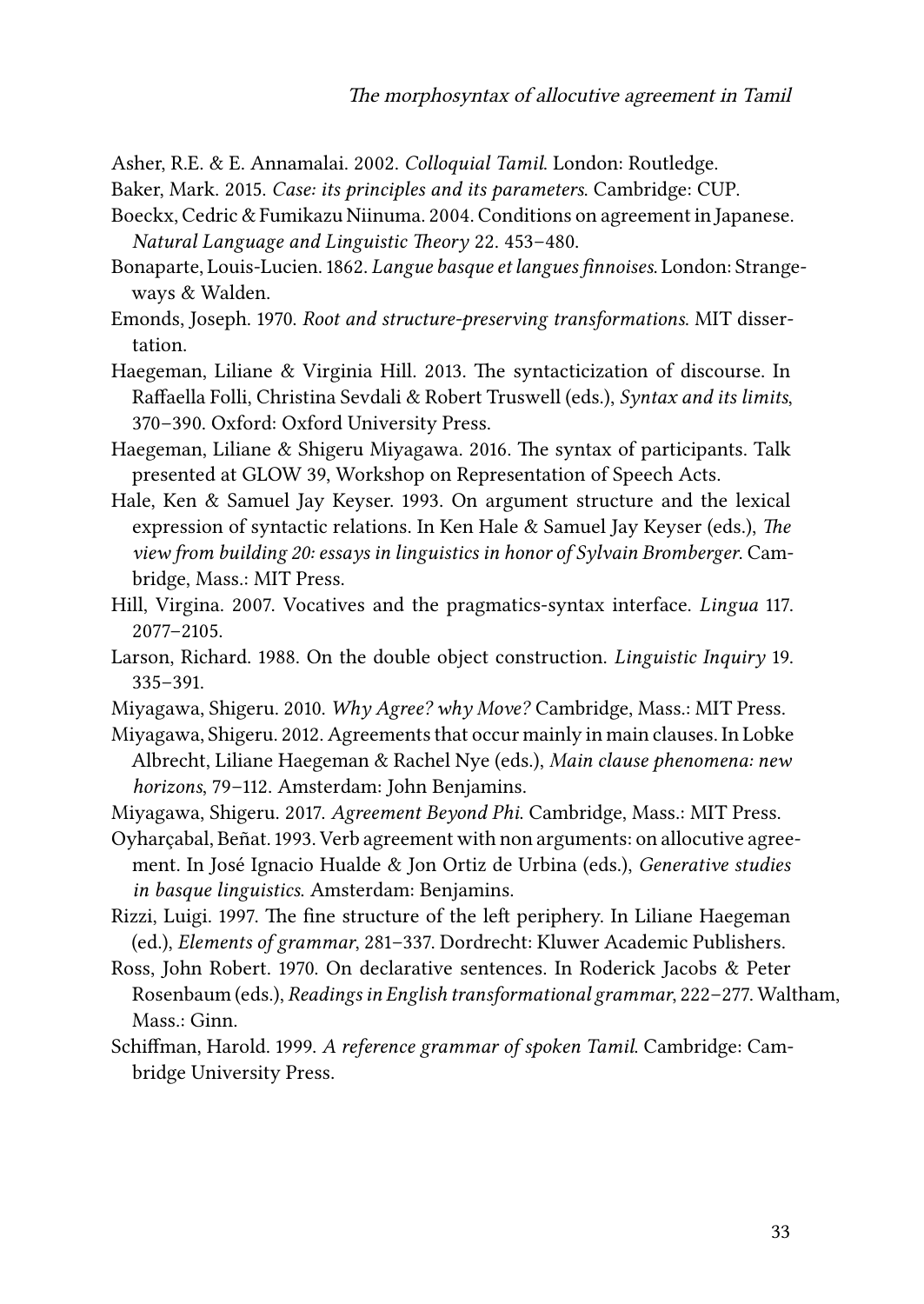Asher, R.E. & E. Annamalai. 2002. *Colloquial Tamil*. London: Routledge.

Baker, Mark. 2015. *Case: its principles and its parameters*. Cambridge: CUP.

Boeckx, Cedric & Fumikazu Niinuma. 2004. Conditions on agreement in Japanese. *Natural Language and Linguistic Theory* 22. 453–480.

Bonaparte, Louis-Lucien. 1862. *Langue basque et langues finnoises*. London: Strangeways & Walden.

Emonds, Joseph. 1970. *Root and structure-preserving transformations*. MIT dissertation.

Haegeman, Liliane & Virginia Hill. 2013. The syntacticization of discourse. In Raffaella Folli, Christina Sevdali & Robert Truswell (eds.), *Syntax and its limits*, 370–390. Oxford: Oxford University Press.

Haegeman, Liliane & Shigeru Miyagawa. 2016. The syntax of participants. Talk presented at GLOW 39, Workshop on Representation of Speech Acts.

Hale, Ken & Samuel Jay Keyser. 1993. On argument structure and the lexical expression of syntactic relations. In Ken Hale & Samuel Jay Keyser (eds.), *The view from building 20: essays in linguistics in honor of Sylvain Bromberger*. Cambridge, Mass.: MIT Press.

Hill, Virgina. 2007. Vocatives and the pragmatics-syntax interface. *Lingua* 117. 2077–2105.

Larson, Richard. 1988. On the double object construction. *Linguistic Inquiry* 19. 335–391.

Miyagawa, Shigeru. 2010. *Why Agree? why Move?* Cambridge, Mass.: MIT Press.

Miyagawa, Shigeru. 2012. Agreements that occur mainly in main clauses. In Lobke Albrecht, Liliane Haegeman & Rachel Nye (eds.), *Main clause phenomena: new horizons*, 79–112. Amsterdam: John Benjamins.

Miyagawa, Shigeru. 2017. *Agreement Beyond Phi*. Cambridge, Mass.: MIT Press.

Oyharçabal, Beñat. 1993. Verb agreement with non arguments: on allocutive agreement. In José Ignacio Hualde & Jon Ortiz de Urbina (eds.), *Generative studies in basque linguistics*. Amsterdam: Benjamins.

Rizzi, Luigi. 1997. The fine structure of the left periphery. In Liliane Haegeman (ed.), *Elements of grammar*, 281–337. Dordrecht: Kluwer Academic Publishers.

Ross, John Robert. 1970. On declarative sentences. In Roderick Jacobs & Peter Rosenbaum (eds.), *Readings in English transformational grammar*, 222–277. Waltham, Mass.: Ginn.

Schiffman, Harold. 1999. *A reference grammar of spoken Tamil*. Cambridge: Cambridge University Press.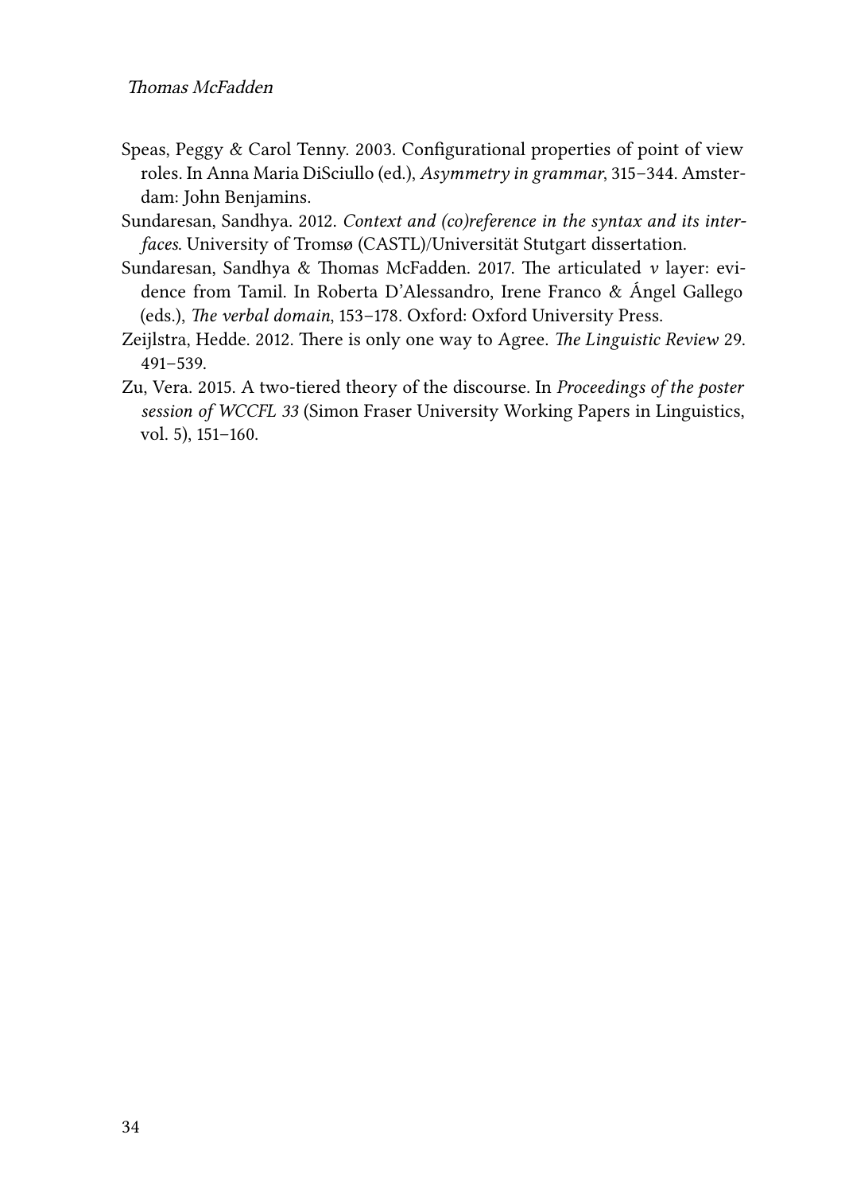Speas, Peggy & Carol Tenny. 2003. Configurational properties of point of view roles. In Anna Maria DiSciullo (ed.), *Asymmetry in grammar*, 315–344. Amsterdam: John Benjamins.

Sundaresan, Sandhya. 2012. *Context and (co)reference in the syntax and its interfaces*. University of Tromsø (CASTL)/Universität Stutgart dissertation.

Sundaresan, Sandhya & Thomas McFadden. 2017. The articulated *v* layer: evidence from Tamil. In Roberta D'Alessandro, Irene Franco & Ángel Gallego (eds.), *The verbal domain*, 153–178. Oxford: Oxford University Press.

Zeijlstra, Hedde. 2012. There is only one way to Agree. *The Linguistic Review* 29. 491–539.

Zu, Vera. 2015. A two-tiered theory of the discourse. In *Proceedings of the poster session of WCCFL 33* (Simon Fraser University Working Papers in Linguistics, vol. 5), 151–160.